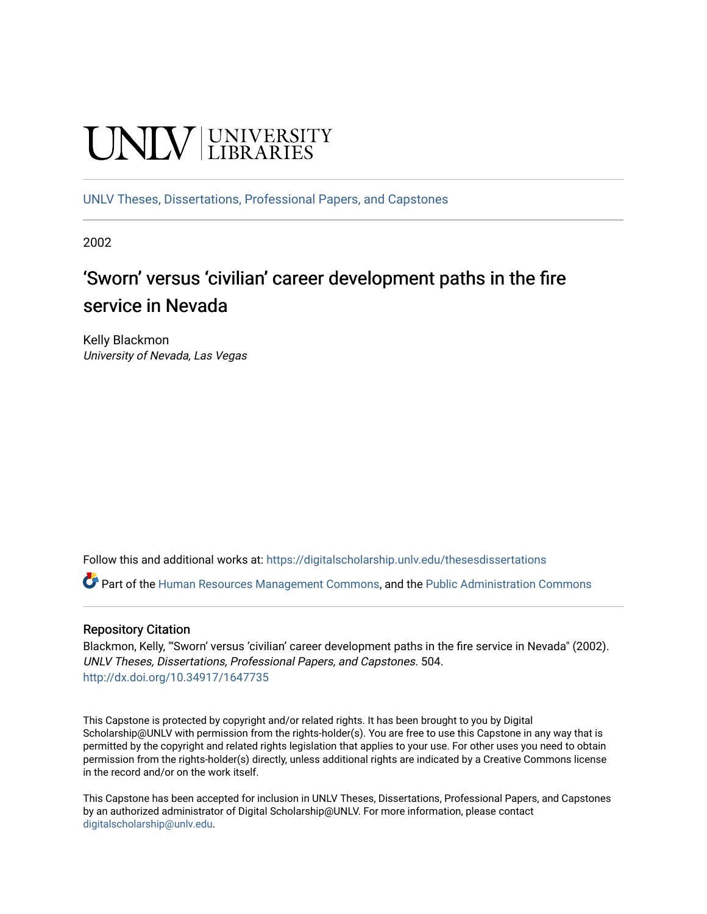UNLV | UNIVERSITY LIBRARIES

UNLV Theses, Dissertations, Professional Papers, and Capstones

2002

# 'Sworn' versus 'civilian' career development paths in the fire service in Nevada

Kelly Blackmon
*University of Nevada, Las Vegas*

Follow this and additional works at: https://digitalscholarship.unlv.edu/thesesdissertations

Part of the Human Resources Management Commons, and the Public Administration Commons

## Repository Citation

Blackmon, Kelly, "'Sworn' versus 'civilian' career development paths in the fire service in Nevada" (2002). *UNLV Theses, Dissertations, Professional Papers, and Capstones*. 504.
http://dx.doi.org/10.34917/1647735

This Capstone is protected by copyright and/or related rights. It has been brought to you by Digital Scholarship@UNLV with permission from the rights-holder(s). You are free to use this Capstone in any way that is permitted by the copyright and related rights legislation that applies to your use. For other uses you need to obtain permission from the rights-holder(s) directly, unless additional rights are indicated by a Creative Commons license in the record and/or on the work itself.

This Capstone has been accepted for inclusion in UNLV Theses, Dissertations, Professional Papers, and Capstones by an authorized administrator of Digital Scholarship@UNLV. For more information, please contact digitalscholarship@unlv.edu.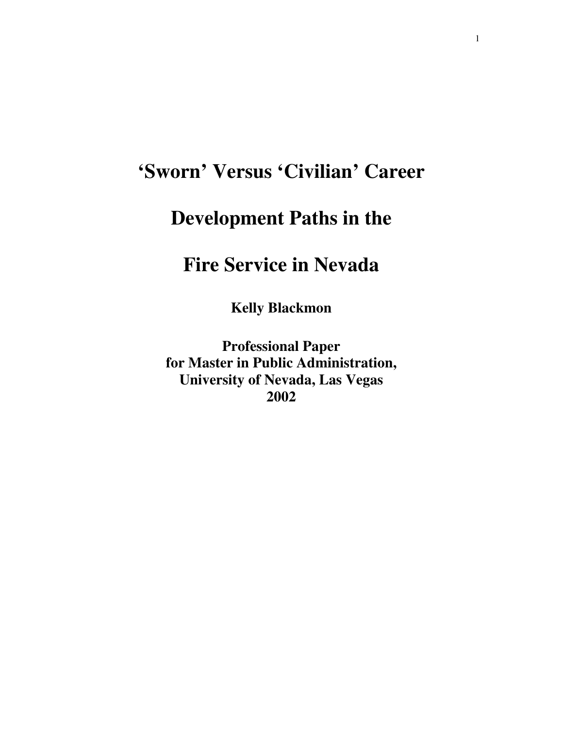# 'Sworn' Versus 'Civilian' Career Development Paths in the Fire Service in Nevada

**Kelly Blackmon**

**Professional Paper**
**for Master in Public Administration,**
**University of Nevada, Las Vegas**
**2002**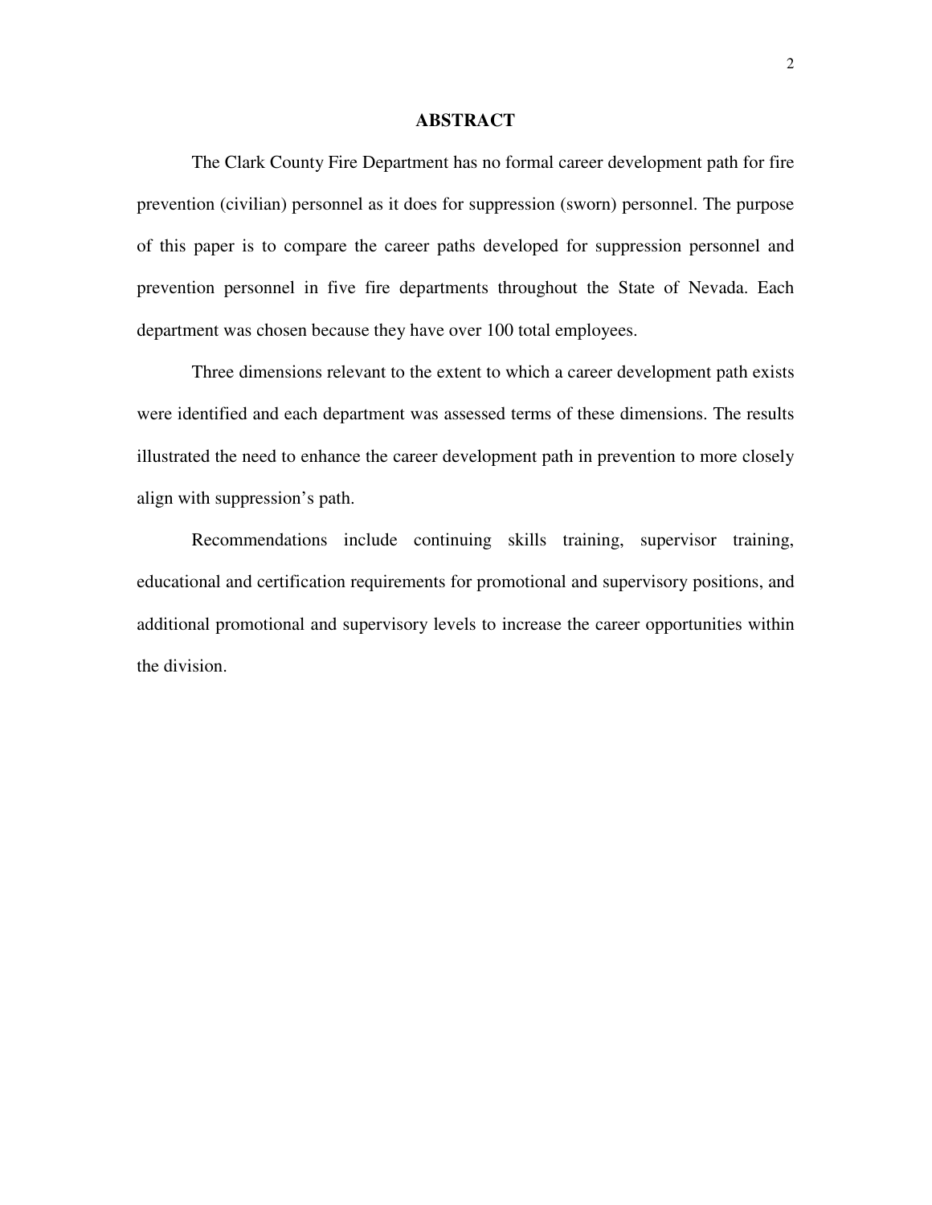## ABSTRACT

The Clark County Fire Department has no formal career development path for fire prevention (civilian) personnel as it does for suppression (sworn) personnel. The purpose of this paper is to compare the career paths developed for suppression personnel and prevention personnel in five fire departments throughout the State of Nevada. Each department was chosen because they have over 100 total employees.

Three dimensions relevant to the extent to which a career development path exists were identified and each department was assessed terms of these dimensions. The results illustrated the need to enhance the career development path in prevention to more closely align with suppression's path.

Recommendations include continuing skills training, supervisor training, educational and certification requirements for promotional and supervisory positions, and additional promotional and supervisory levels to increase the career opportunities within the division.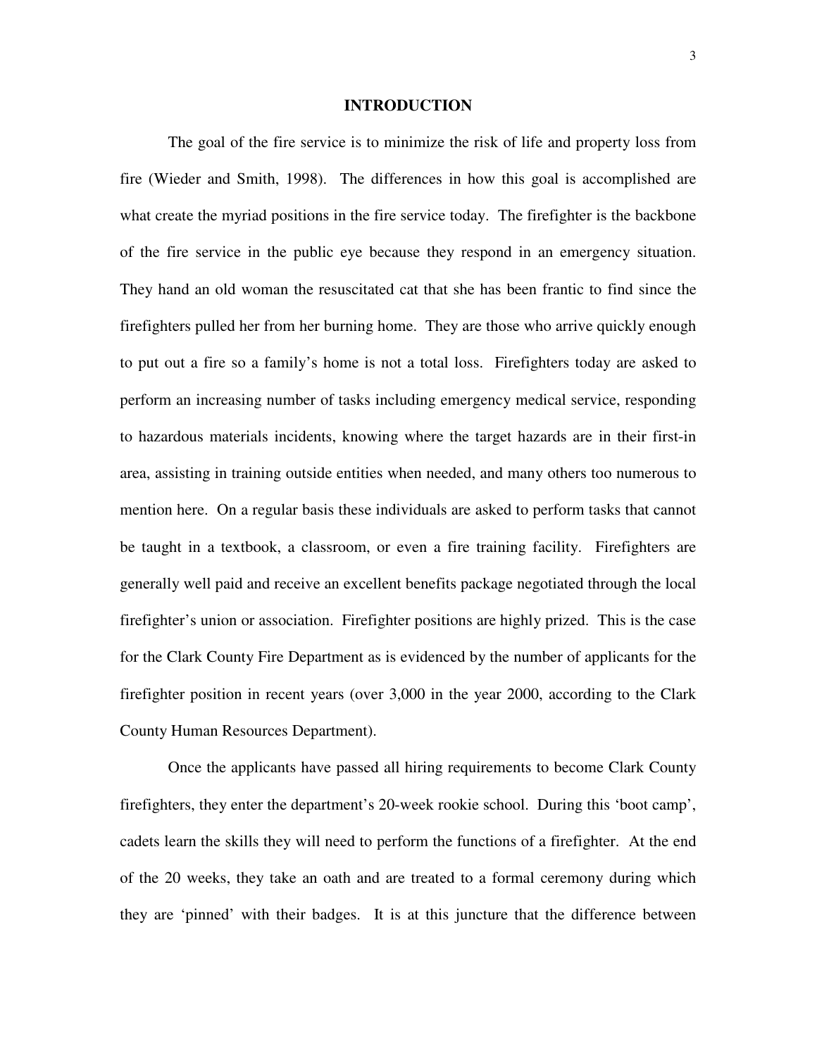# INTRODUCTION

The goal of the fire service is to minimize the risk of life and property loss from fire (Wieder and Smith, 1998). The differences in how this goal is accomplished are what create the myriad positions in the fire service today. The firefighter is the backbone of the fire service in the public eye because they respond in an emergency situation. They hand an old woman the resuscitated cat that she has been frantic to find since the firefighters pulled her from her burning home. They are those who arrive quickly enough to put out a fire so a family's home is not a total loss. Firefighters today are asked to perform an increasing number of tasks including emergency medical service, responding to hazardous materials incidents, knowing where the target hazards are in their first-in area, assisting in training outside entities when needed, and many others too numerous to mention here. On a regular basis these individuals are asked to perform tasks that cannot be taught in a textbook, a classroom, or even a fire training facility. Firefighters are generally well paid and receive an excellent benefits package negotiated through the local firefighter's union or association. Firefighter positions are highly prized. This is the case for the Clark County Fire Department as is evidenced by the number of applicants for the firefighter position in recent years (over 3,000 in the year 2000, according to the Clark County Human Resources Department).

Once the applicants have passed all hiring requirements to become Clark County firefighters, they enter the department's 20-week rookie school. During this 'boot camp', cadets learn the skills they will need to perform the functions of a firefighter. At the end of the 20 weeks, they take an oath and are treated to a formal ceremony during which they are 'pinned' with their badges. It is at this juncture that the difference between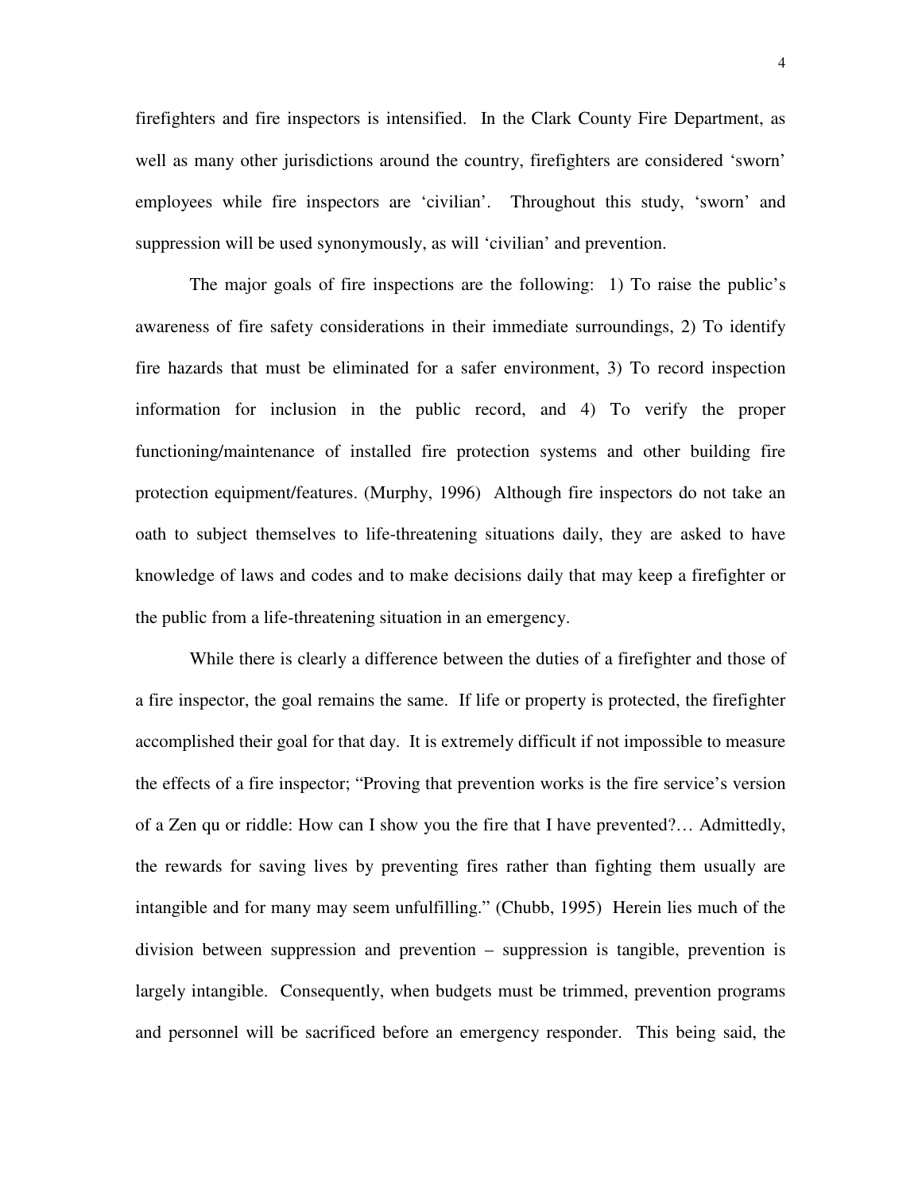firefighters and fire inspectors is intensified. In the Clark County Fire Department, as well as many other jurisdictions around the country, firefighters are considered 'sworn' employees while fire inspectors are 'civilian'. Throughout this study, 'sworn' and suppression will be used synonymously, as will 'civilian' and prevention.

The major goals of fire inspections are the following: 1) To raise the public's awareness of fire safety considerations in their immediate surroundings, 2) To identify fire hazards that must be eliminated for a safer environment, 3) To record inspection information for inclusion in the public record, and 4) To verify the proper functioning/maintenance of installed fire protection systems and other building fire protection equipment/features. (Murphy, 1996) Although fire inspectors do not take an oath to subject themselves to life-threatening situations daily, they are asked to have knowledge of laws and codes and to make decisions daily that may keep a firefighter or the public from a life-threatening situation in an emergency.

While there is clearly a difference between the duties of a firefighter and those of a fire inspector, the goal remains the same. If life or property is protected, the firefighter accomplished their goal for that day. It is extremely difficult if not impossible to measure the effects of a fire inspector; "Proving that prevention works is the fire service's version of a Zen qu or riddle: How can I show you the fire that I have prevented?… Admittedly, the rewards for saving lives by preventing fires rather than fighting them usually are intangible and for many may seem unfulfilling." (Chubb, 1995) Herein lies much of the division between suppression and prevention – suppression is tangible, prevention is largely intangible. Consequently, when budgets must be trimmed, prevention programs and personnel will be sacrificed before an emergency responder. This being said, the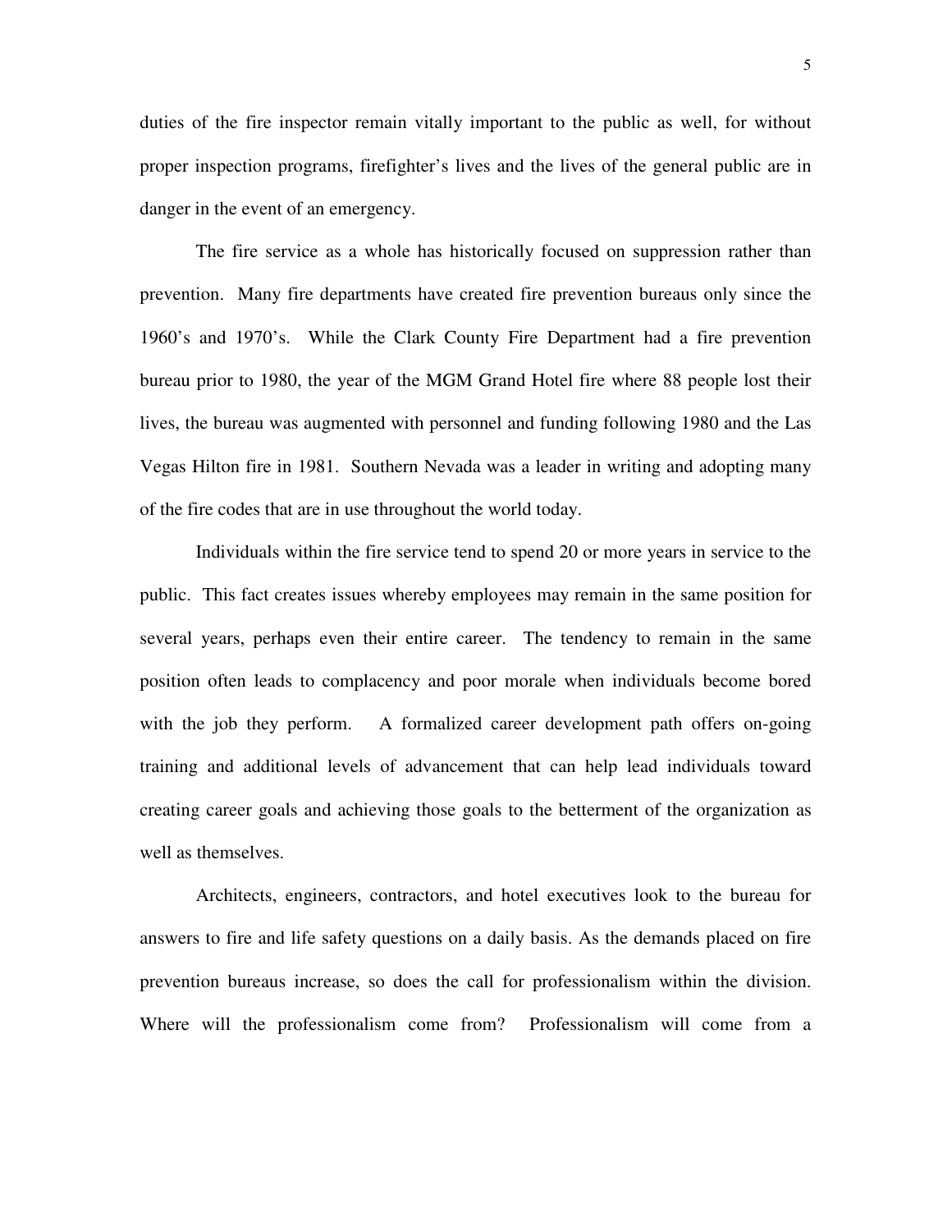duties of the fire inspector remain vitally important to the public as well, for without proper inspection programs, firefighter's lives and the lives of the general public are in danger in the event of an emergency.

The fire service as a whole has historically focused on suppression rather than prevention. Many fire departments have created fire prevention bureaus only since the 1960's and 1970's. While the Clark County Fire Department had a fire prevention bureau prior to 1980, the year of the MGM Grand Hotel fire where 88 people lost their lives, the bureau was augmented with personnel and funding following 1980 and the Las Vegas Hilton fire in 1981. Southern Nevada was a leader in writing and adopting many of the fire codes that are in use throughout the world today.

Individuals within the fire service tend to spend 20 or more years in service to the public. This fact creates issues whereby employees may remain in the same position for several years, perhaps even their entire career. The tendency to remain in the same position often leads to complacency and poor morale when individuals become bored with the job they perform. A formalized career development path offers on-going training and additional levels of advancement that can help lead individuals toward creating career goals and achieving those goals to the betterment of the organization as well as themselves.

Architects, engineers, contractors, and hotel executives look to the bureau for answers to fire and life safety questions on a daily basis. As the demands placed on fire prevention bureaus increase, so does the call for professionalism within the division. Where will the professionalism come from? Professionalism will come from a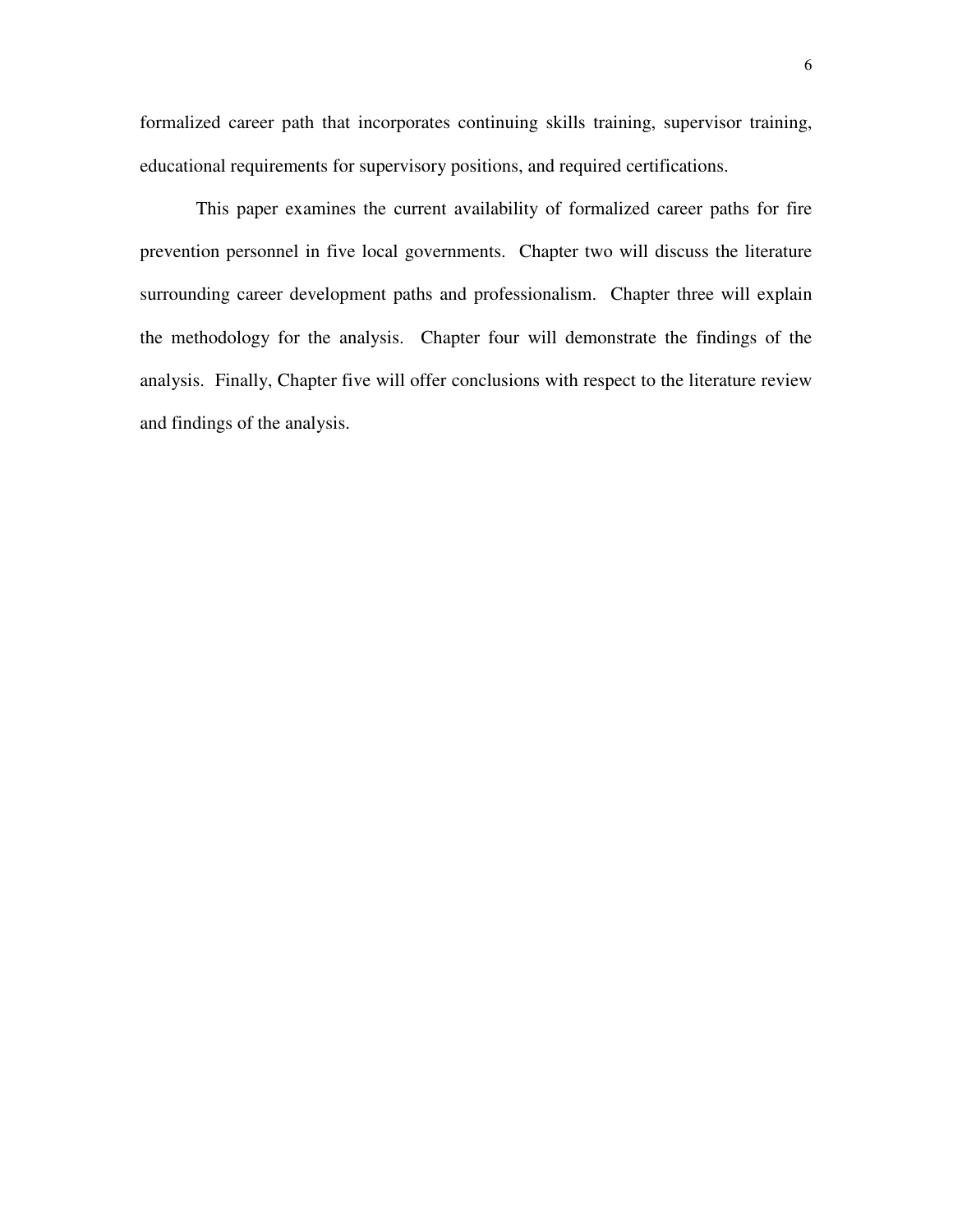formalized career path that incorporates continuing skills training, supervisor training, educational requirements for supervisory positions, and required certifications.

This paper examines the current availability of formalized career paths for fire prevention personnel in five local governments. Chapter two will discuss the literature surrounding career development paths and professionalism. Chapter three will explain the methodology for the analysis. Chapter four will demonstrate the findings of the analysis. Finally, Chapter five will offer conclusions with respect to the literature review and findings of the analysis.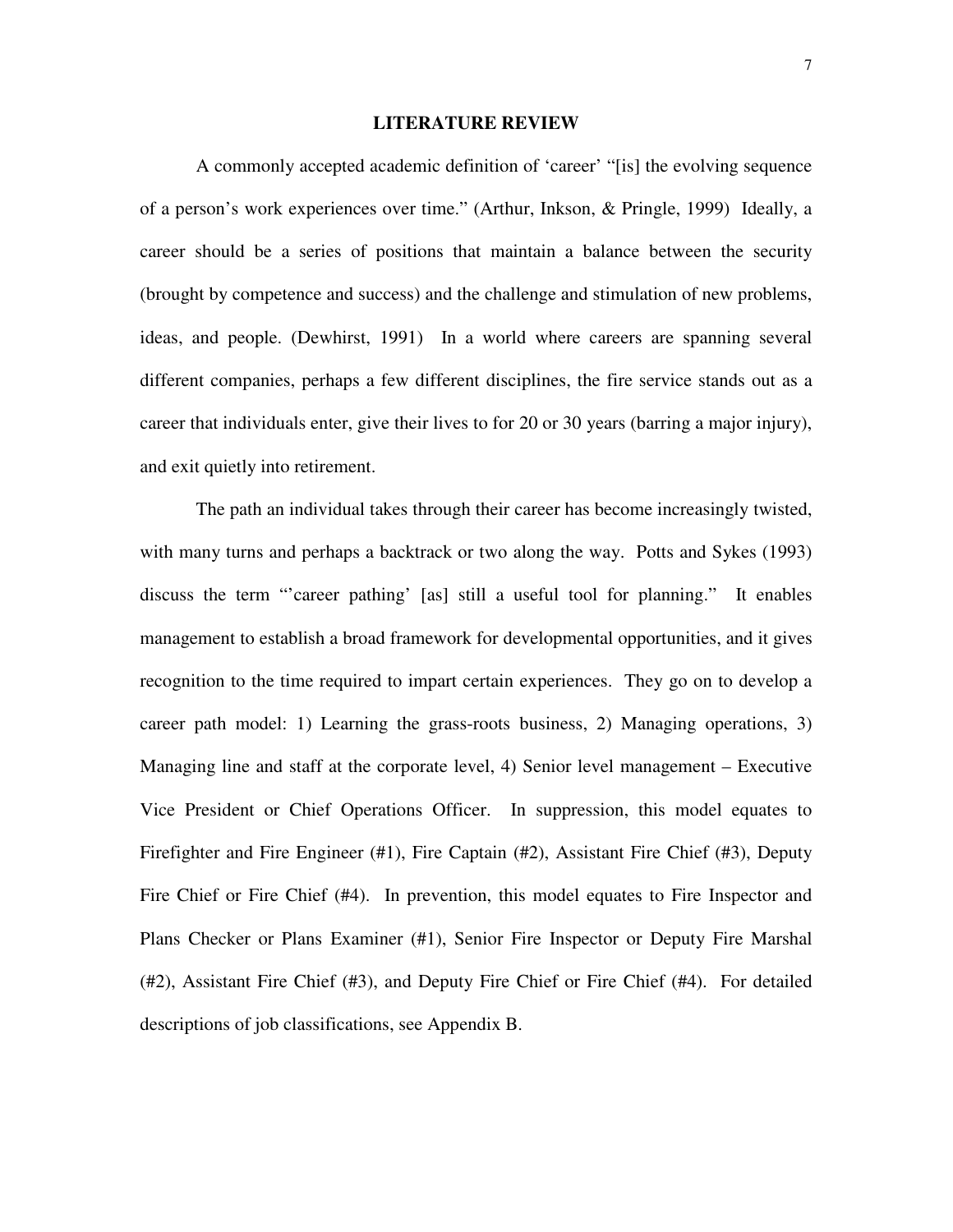# LITERATURE REVIEW

A commonly accepted academic definition of 'career' "[is] the evolving sequence of a person's work experiences over time." (Arthur, Inkson, & Pringle, 1999) Ideally, a career should be a series of positions that maintain a balance between the security (brought by competence and success) and the challenge and stimulation of new problems, ideas, and people. (Dewhirst, 1991) In a world where careers are spanning several different companies, perhaps a few different disciplines, the fire service stands out as a career that individuals enter, give their lives to for 20 or 30 years (barring a major injury), and exit quietly into retirement.

The path an individual takes through their career has become increasingly twisted, with many turns and perhaps a backtrack or two along the way. Potts and Sykes (1993) discuss the term "'career pathing' [as] still a useful tool for planning." It enables management to establish a broad framework for developmental opportunities, and it gives recognition to the time required to impart certain experiences. They go on to develop a career path model: 1) Learning the grass-roots business, 2) Managing operations, 3) Managing line and staff at the corporate level, 4) Senior level management – Executive Vice President or Chief Operations Officer. In suppression, this model equates to Firefighter and Fire Engineer (#1), Fire Captain (#2), Assistant Fire Chief (#3), Deputy Fire Chief or Fire Chief (#4). In prevention, this model equates to Fire Inspector and Plans Checker or Plans Examiner (#1), Senior Fire Inspector or Deputy Fire Marshal (#2), Assistant Fire Chief (#3), and Deputy Fire Chief or Fire Chief (#4). For detailed descriptions of job classifications, see Appendix B.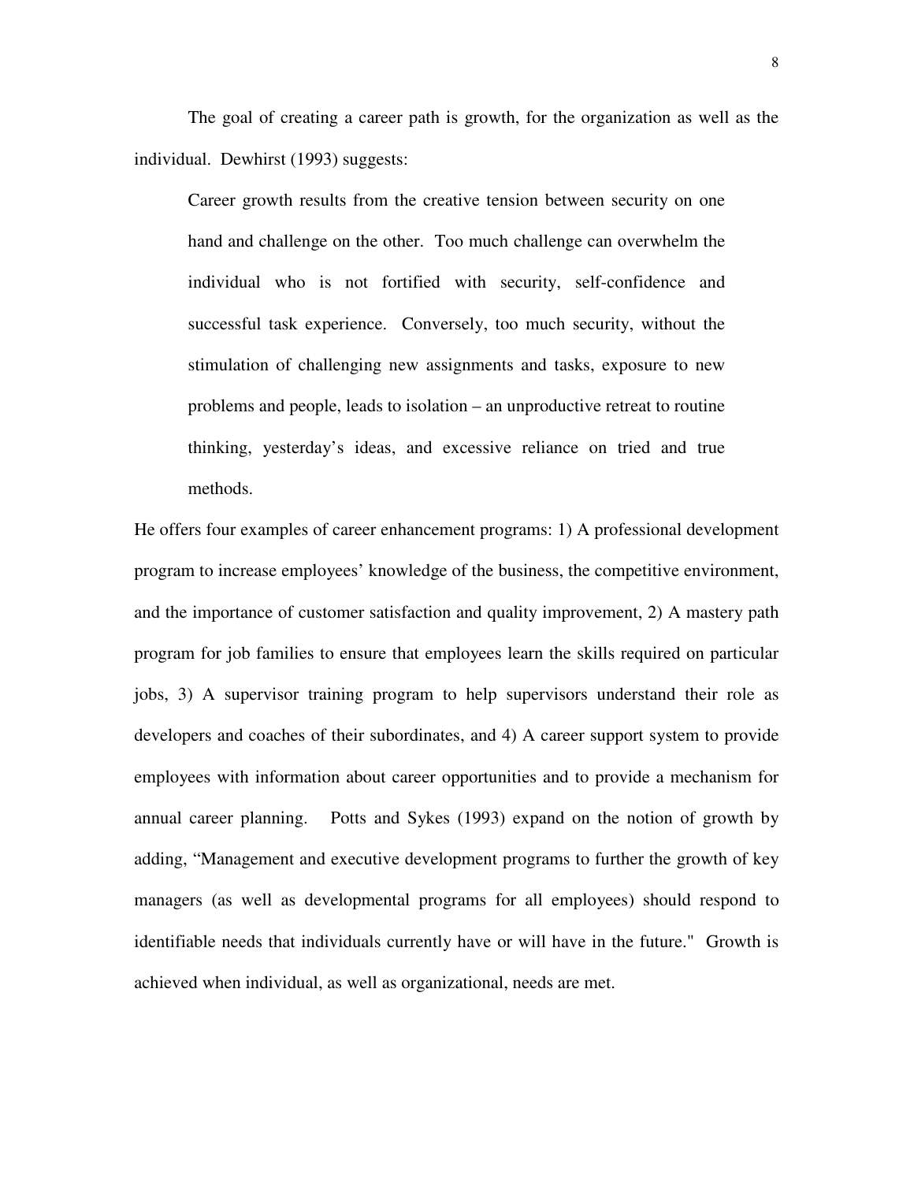The goal of creating a career path is growth, for the organization as well as the individual. Dewhirst (1993) suggests:

> Career growth results from the creative tension between security on one hand and challenge on the other. Too much challenge can overwhelm the individual who is not fortified with security, self-confidence and successful task experience. Conversely, too much security, without the stimulation of challenging new assignments and tasks, exposure to new problems and people, leads to isolation – an unproductive retreat to routine thinking, yesterday's ideas, and excessive reliance on tried and true methods.

He offers four examples of career enhancement programs: 1) A professional development program to increase employees' knowledge of the business, the competitive environment, and the importance of customer satisfaction and quality improvement, 2) A mastery path program for job families to ensure that employees learn the skills required on particular jobs, 3) A supervisor training program to help supervisors understand their role as developers and coaches of their subordinates, and 4) A career support system to provide employees with information about career opportunities and to provide a mechanism for annual career planning. Potts and Sykes (1993) expand on the notion of growth by adding, "Management and executive development programs to further the growth of key managers (as well as developmental programs for all employees) should respond to identifiable needs that individuals currently have or will have in the future." Growth is achieved when individual, as well as organizational, needs are met.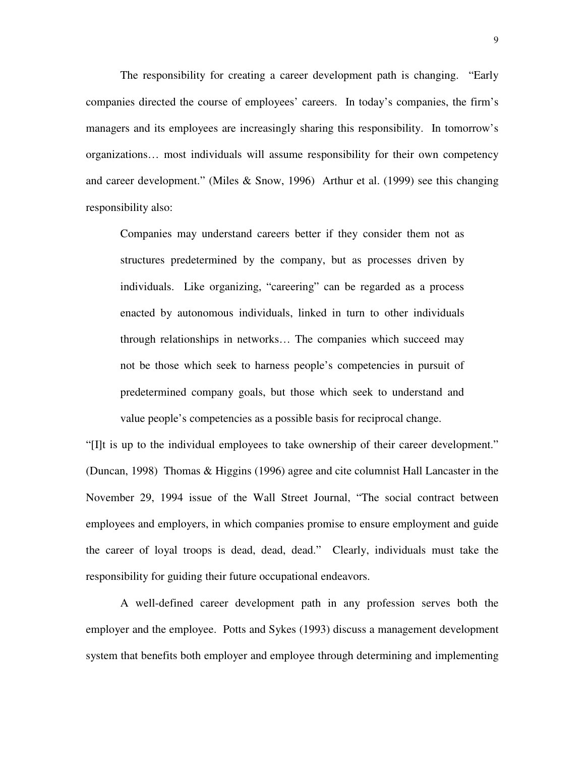The responsibility for creating a career development path is changing. "Early companies directed the course of employees' careers. In today's companies, the firm's managers and its employees are increasingly sharing this responsibility. In tomorrow's organizations… most individuals will assume responsibility for their own competency and career development." (Miles & Snow, 1996) Arthur et al. (1999) see this changing responsibility also:

> Companies may understand careers better if they consider them not as structures predetermined by the company, but as processes driven by individuals. Like organizing, "careering" can be regarded as a process enacted by autonomous individuals, linked in turn to other individuals through relationships in networks… The companies which succeed may not be those which seek to harness people's competencies in pursuit of predetermined company goals, but those which seek to understand and value people's competencies as a possible basis for reciprocal change.

"[I]t is up to the individual employees to take ownership of their career development." (Duncan, 1998) Thomas & Higgins (1996) agree and cite columnist Hall Lancaster in the November 29, 1994 issue of the Wall Street Journal, "The social contract between employees and employers, in which companies promise to ensure employment and guide the career of loyal troops is dead, dead, dead." Clearly, individuals must take the responsibility for guiding their future occupational endeavors.

A well-defined career development path in any profession serves both the employer and the employee. Potts and Sykes (1993) discuss a management development system that benefits both employer and employee through determining and implementing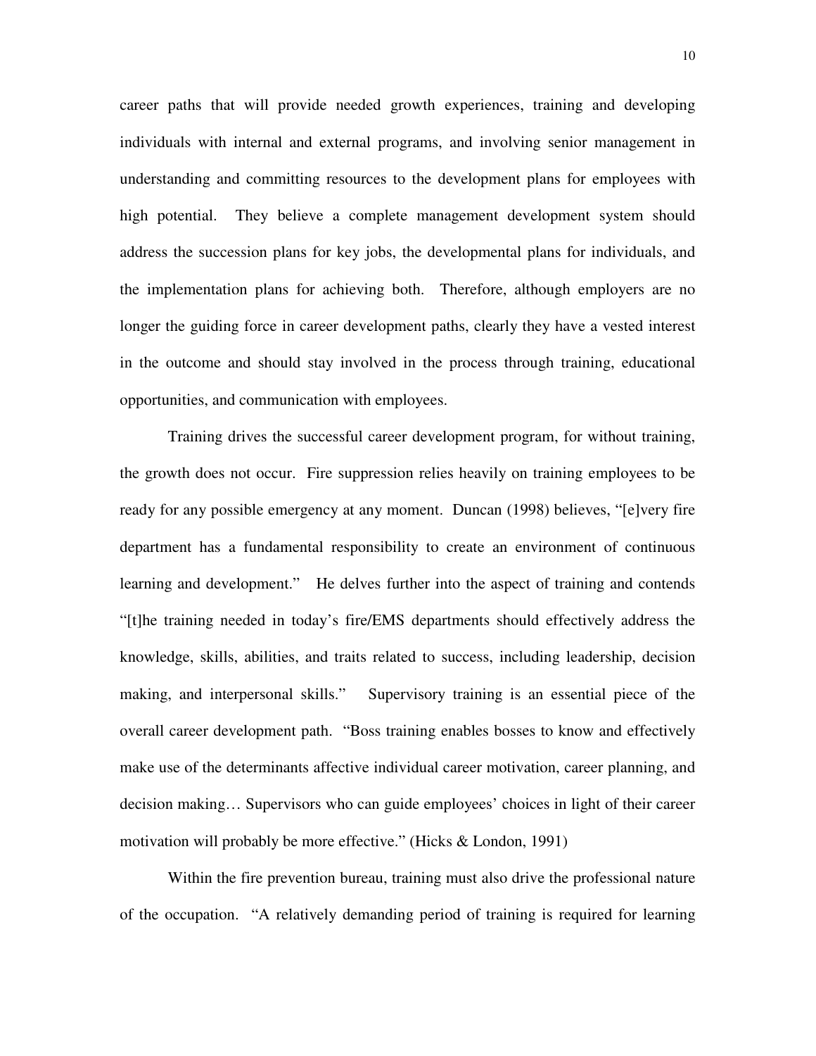career paths that will provide needed growth experiences, training and developing individuals with internal and external programs, and involving senior management in understanding and committing resources to the development plans for employees with high potential. They believe a complete management development system should address the succession plans for key jobs, the developmental plans for individuals, and the implementation plans for achieving both. Therefore, although employers are no longer the guiding force in career development paths, clearly they have a vested interest in the outcome and should stay involved in the process through training, educational opportunities, and communication with employees.

Training drives the successful career development program, for without training, the growth does not occur. Fire suppression relies heavily on training employees to be ready for any possible emergency at any moment. Duncan (1998) believes, "[e]very fire department has a fundamental responsibility to create an environment of continuous learning and development." He delves further into the aspect of training and contends "[t]he training needed in today's fire/EMS departments should effectively address the knowledge, skills, abilities, and traits related to success, including leadership, decision making, and interpersonal skills." Supervisory training is an essential piece of the overall career development path. "Boss training enables bosses to know and effectively make use of the determinants affective individual career motivation, career planning, and decision making… Supervisors who can guide employees' choices in light of their career motivation will probably be more effective." (Hicks & London, 1991)

Within the fire prevention bureau, training must also drive the professional nature of the occupation. "A relatively demanding period of training is required for learning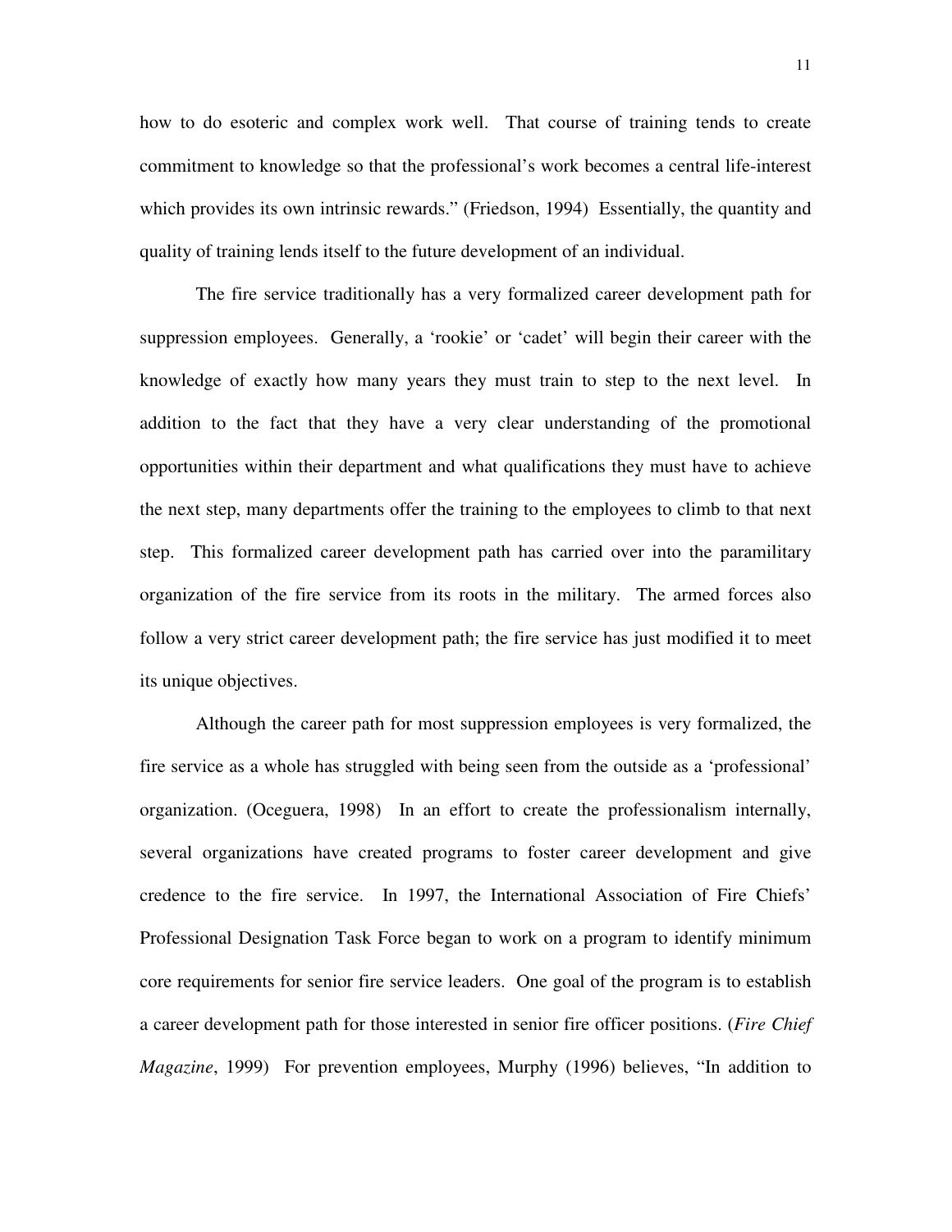how to do esoteric and complex work well. That course of training tends to create commitment to knowledge so that the professional's work becomes a central life-interest which provides its own intrinsic rewards." (Friedson, 1994) Essentially, the quantity and quality of training lends itself to the future development of an individual.

The fire service traditionally has a very formalized career development path for suppression employees. Generally, a 'rookie' or 'cadet' will begin their career with the knowledge of exactly how many years they must train to step to the next level. In addition to the fact that they have a very clear understanding of the promotional opportunities within their department and what qualifications they must have to achieve the next step, many departments offer the training to the employees to climb to that next step. This formalized career development path has carried over into the paramilitary organization of the fire service from its roots in the military. The armed forces also follow a very strict career development path; the fire service has just modified it to meet its unique objectives.

Although the career path for most suppression employees is very formalized, the fire service as a whole has struggled with being seen from the outside as a 'professional' organization. (Oceguera, 1998) In an effort to create the professionalism internally, several organizations have created programs to foster career development and give credence to the fire service. In 1997, the International Association of Fire Chiefs' Professional Designation Task Force began to work on a program to identify minimum core requirements for senior fire service leaders. One goal of the program is to establish a career development path for those interested in senior fire officer positions. (*Fire Chief Magazine*, 1999) For prevention employees, Murphy (1996) believes, "In addition to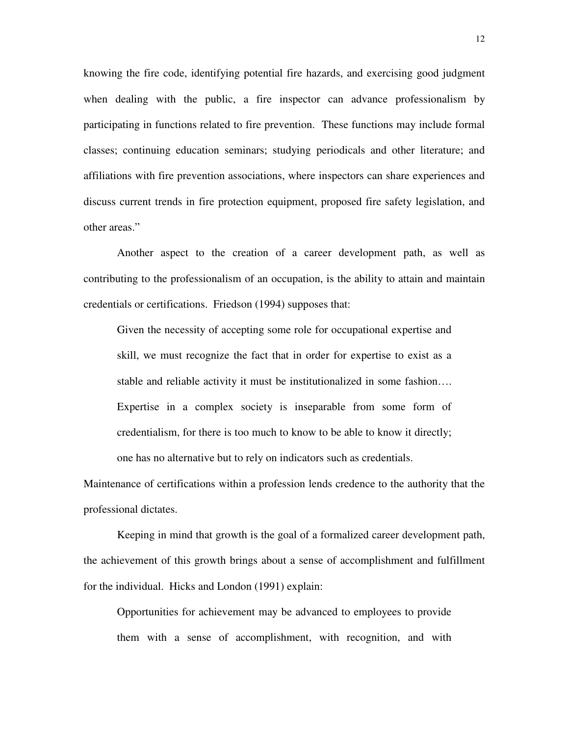knowing the fire code, identifying potential fire hazards, and exercising good judgment when dealing with the public, a fire inspector can advance professionalism by participating in functions related to fire prevention. These functions may include formal classes; continuing education seminars; studying periodicals and other literature; and affiliations with fire prevention associations, where inspectors can share experiences and discuss current trends in fire protection equipment, proposed fire safety legislation, and other areas."

Another aspect to the creation of a career development path, as well as contributing to the professionalism of an occupation, is the ability to attain and maintain credentials or certifications. Friedson (1994) supposes that:

> Given the necessity of accepting some role for occupational expertise and skill, we must recognize the fact that in order for expertise to exist as a stable and reliable activity it must be institutionalized in some fashion…. Expertise in a complex society is inseparable from some form of credentialism, for there is too much to know to be able to know it directly; one has no alternative but to rely on indicators such as credentials.

Maintenance of certifications within a profession lends credence to the authority that the professional dictates.

Keeping in mind that growth is the goal of a formalized career development path, the achievement of this growth brings about a sense of accomplishment and fulfillment for the individual. Hicks and London (1991) explain:

> Opportunities for achievement may be advanced to employees to provide them with a sense of accomplishment, with recognition, and with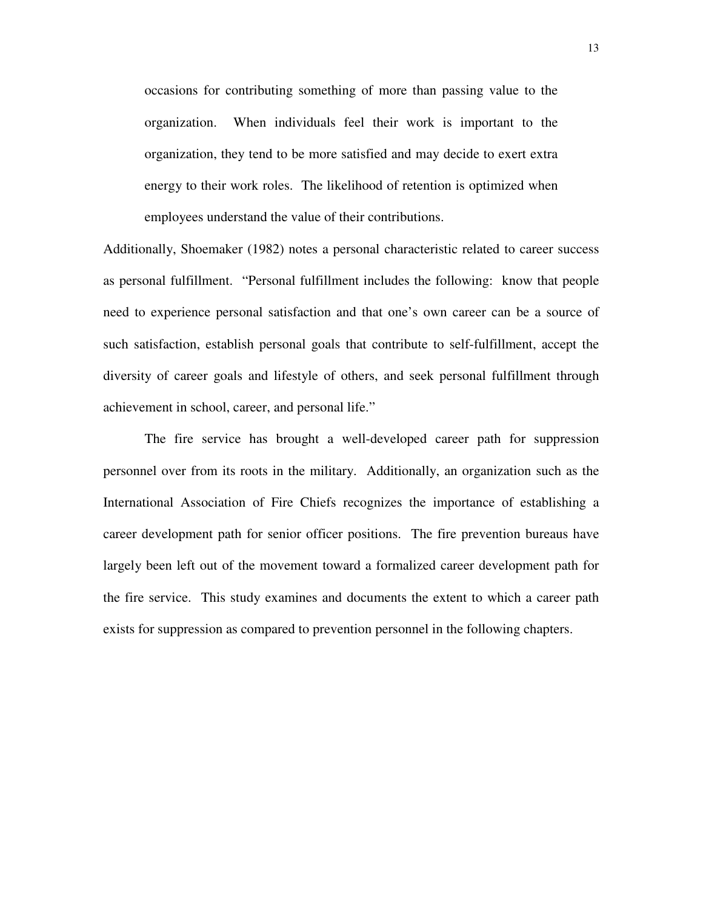> occasions for contributing something of more than passing value to the organization. When individuals feel their work is important to the organization, they tend to be more satisfied and may decide to exert extra energy to their work roles. The likelihood of retention is optimized when employees understand the value of their contributions.

Additionally, Shoemaker (1982) notes a personal characteristic related to career success as personal fulfillment. "Personal fulfillment includes the following: know that people need to experience personal satisfaction and that one's own career can be a source of such satisfaction, establish personal goals that contribute to self-fulfillment, accept the diversity of career goals and lifestyle of others, and seek personal fulfillment through achievement in school, career, and personal life."

The fire service has brought a well-developed career path for suppression personnel over from its roots in the military. Additionally, an organization such as the International Association of Fire Chiefs recognizes the importance of establishing a career development path for senior officer positions. The fire prevention bureaus have largely been left out of the movement toward a formalized career development path for the fire service. This study examines and documents the extent to which a career path exists for suppression as compared to prevention personnel in the following chapters.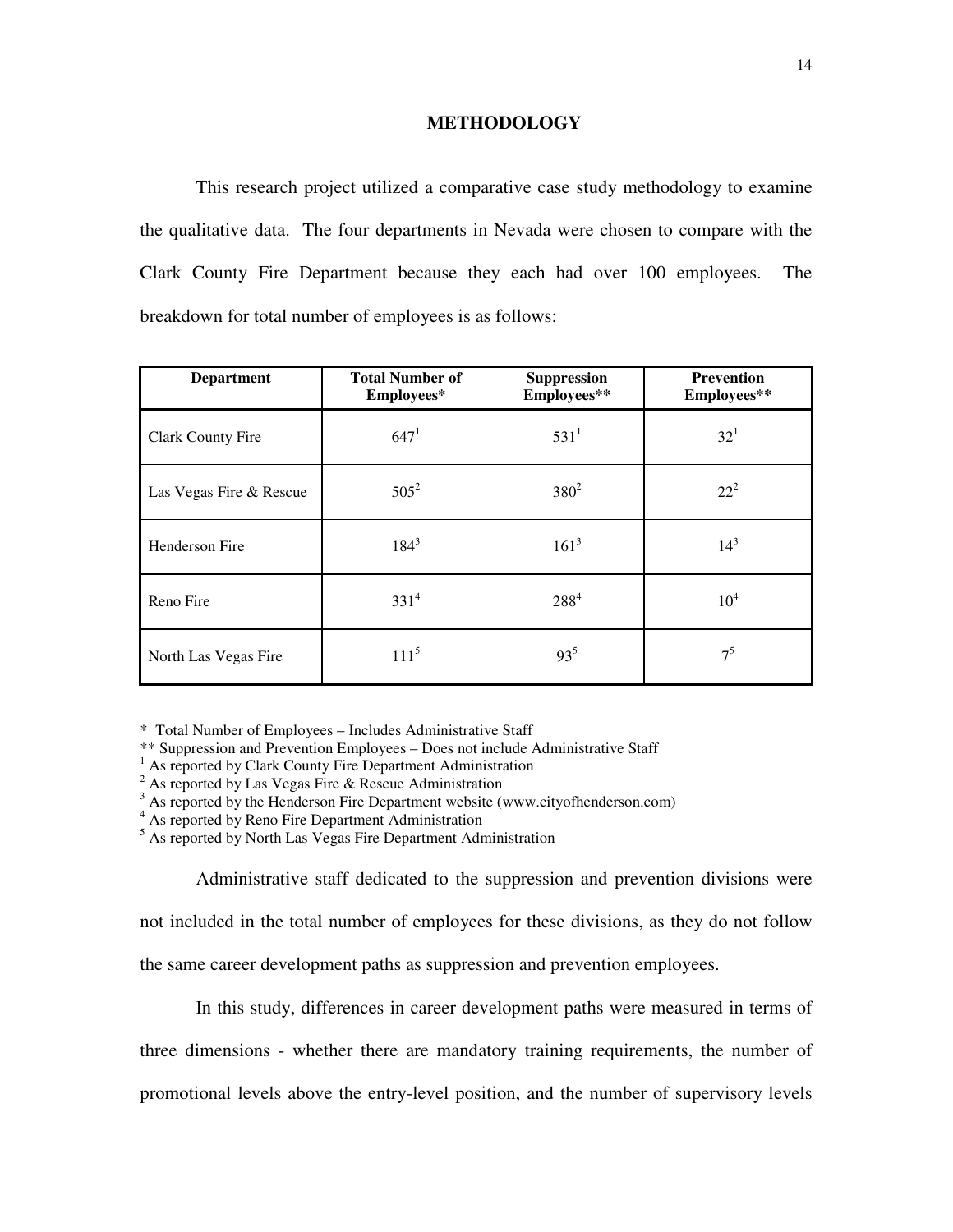## METHODOLOGY

This research project utilized a comparative case study methodology to examine the qualitative data. The four departments in Nevada were chosen to compare with the Clark County Fire Department because they each had over 100 employees. The breakdown for total number of employees is as follows:

| Department | Total Number of Employees* | Suppression Employees** | Prevention Employees** |
|---|---|---|---|
| Clark County Fire | 647[1] | 531[1] | 32[1] |
| Las Vegas Fire & Rescue | 505[2] | 380[2] | 22[2] |
| Henderson Fire | 184[3] | 161[3] | 14[3] |
| Reno Fire | 331[4] | 288[4] | 10[4] |
| North Las Vegas Fire | 111[5] | 93[5] | 7[5] |

\* Total Number of Employees – Includes Administrative Staff

** Suppression and Prevention Employees – Does not include Administrative Staff

[1] As reported by Clark County Fire Department Administration

[2] As reported by Las Vegas Fire & Rescue Administration

[3] As reported by the Henderson Fire Department website (www.cityofhenderson.com)

[4] As reported by Reno Fire Department Administration

[5] As reported by North Las Vegas Fire Department Administration

Administrative staff dedicated to the suppression and prevention divisions were not included in the total number of employees for these divisions, as they do not follow the same career development paths as suppression and prevention employees.

In this study, differences in career development paths were measured in terms of three dimensions - whether there are mandatory training requirements, the number of promotional levels above the entry-level position, and the number of supervisory levels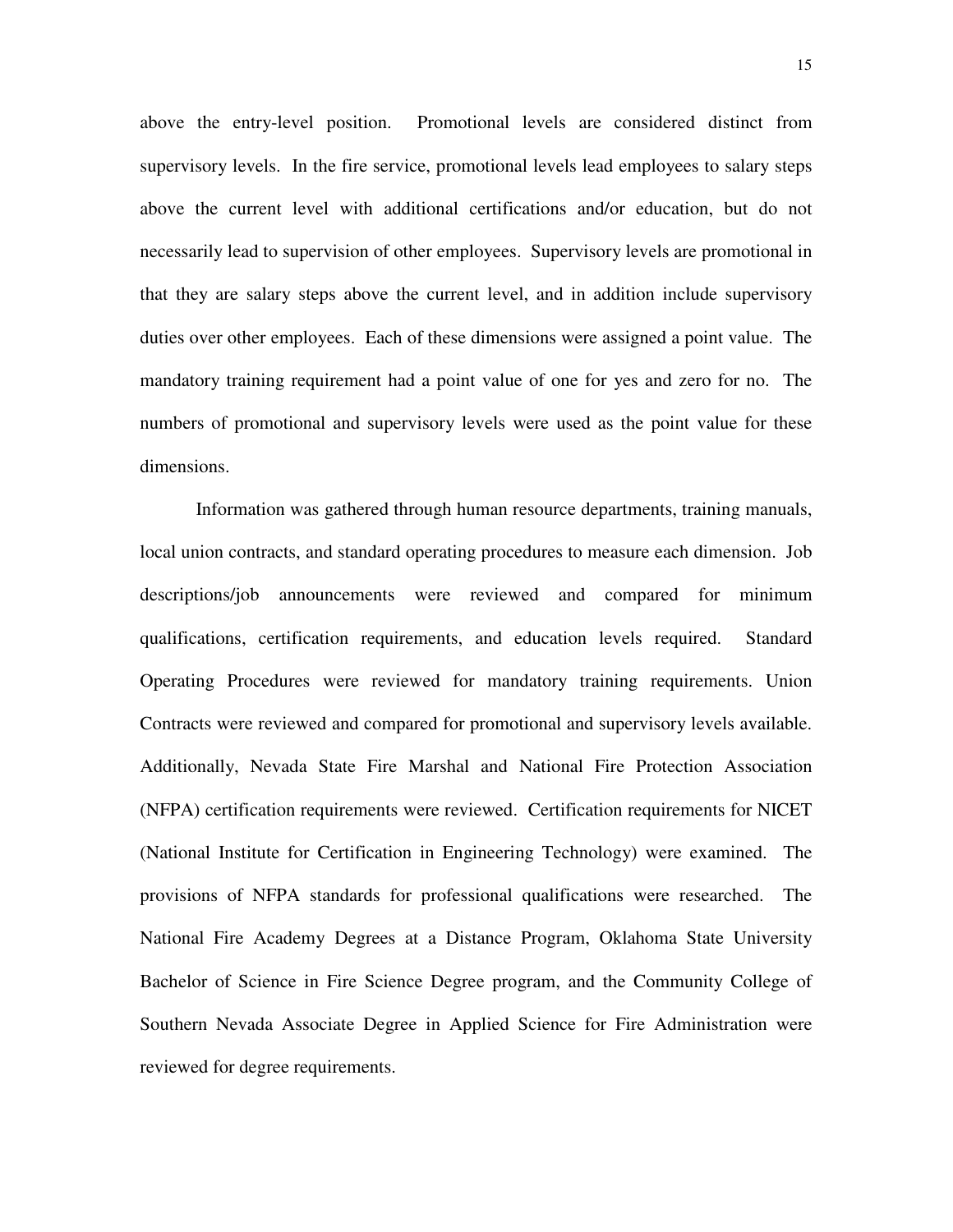above the entry-level position. Promotional levels are considered distinct from supervisory levels. In the fire service, promotional levels lead employees to salary steps above the current level with additional certifications and/or education, but do not necessarily lead to supervision of other employees. Supervisory levels are promotional in that they are salary steps above the current level, and in addition include supervisory duties over other employees. Each of these dimensions were assigned a point value. The mandatory training requirement had a point value of one for yes and zero for no. The numbers of promotional and supervisory levels were used as the point value for these dimensions.

Information was gathered through human resource departments, training manuals, local union contracts, and standard operating procedures to measure each dimension. Job descriptions/job announcements were reviewed and compared for minimum qualifications, certification requirements, and education levels required. Standard Operating Procedures were reviewed for mandatory training requirements. Union Contracts were reviewed and compared for promotional and supervisory levels available. Additionally, Nevada State Fire Marshal and National Fire Protection Association (NFPA) certification requirements were reviewed. Certification requirements for NICET (National Institute for Certification in Engineering Technology) were examined. The provisions of NFPA standards for professional qualifications were researched. The National Fire Academy Degrees at a Distance Program, Oklahoma State University Bachelor of Science in Fire Science Degree program, and the Community College of Southern Nevada Associate Degree in Applied Science for Fire Administration were reviewed for degree requirements.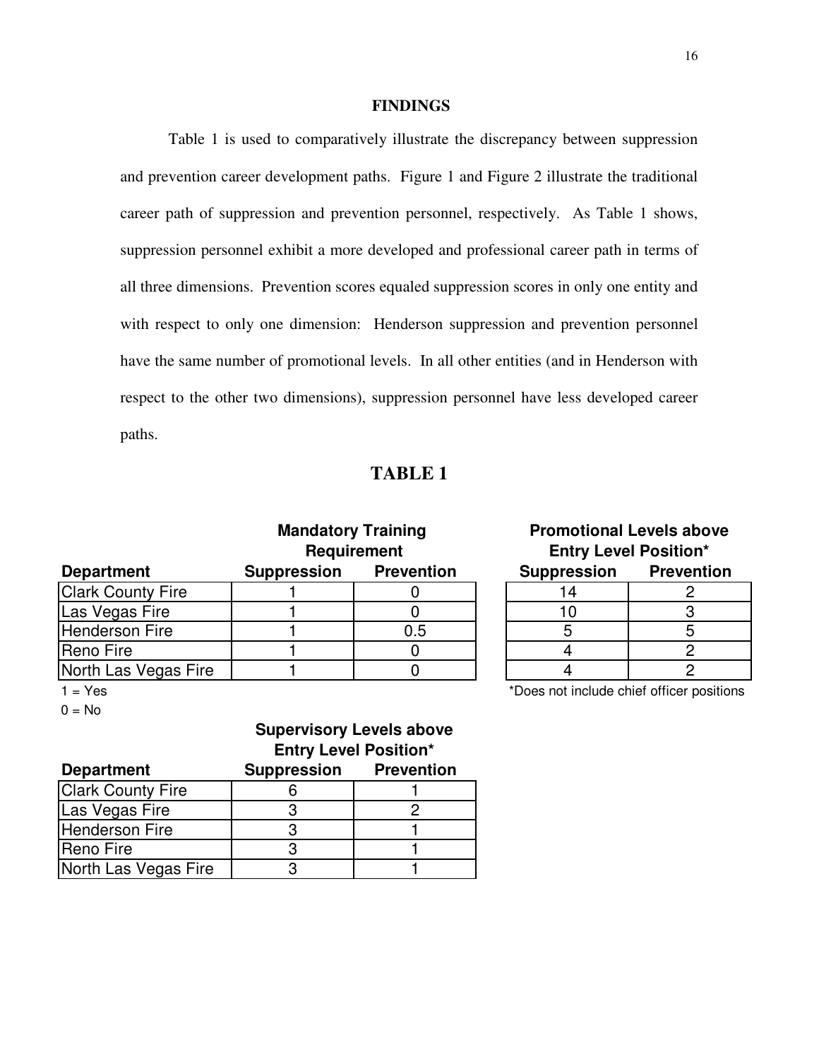## FINDINGS

Table 1 is used to comparatively illustrate the discrepancy between suppression and prevention career development paths. Figure 1 and Figure 2 illustrate the traditional career path of suppression and prevention personnel, respectively. As Table 1 shows, suppression personnel exhibit a more developed and professional career path in terms of all three dimensions. Prevention scores equaled suppression scores in only one entity and with respect to only one dimension: Henderson suppression and prevention personnel have the same number of promotional levels. In all other entities (and in Henderson with respect to the other two dimensions), suppression personnel have less developed career paths.

## TABLE 1

| | Mandatory Training Requirement | |
|---|---|---|
| **Department** | **Suppression** | **Prevention** |
| Clark County Fire | 1 | 0 |
| Las Vegas Fire | 1 | 0 |
| Henderson Fire | 1 | 0.5 |
| Reno Fire | 1 | 0 |
| North Las Vegas Fire | 1 | 0 |

1 = Yes

0 = No

| Promotional Levels above Entry Level Position* | |
|---|---|
| **Suppression** | **Prevention** |
| 14 | 2 |
| 10 | 3 |
| 5 | 5 |
| 4 | 2 |
| 4 | 2 |

*Does not include chief officer positions

| | Supervisory Levels above Entry Level Position* | |
|---|---|---|
| **Department** | **Suppression** | **Prevention** |
| Clark County Fire | 6 | 1 |
| Las Vegas Fire | 3 | 2 |
| Henderson Fire | 3 | 1 |
| Reno Fire | 3 | 1 |
| North Las Vegas Fire | 3 | 1 |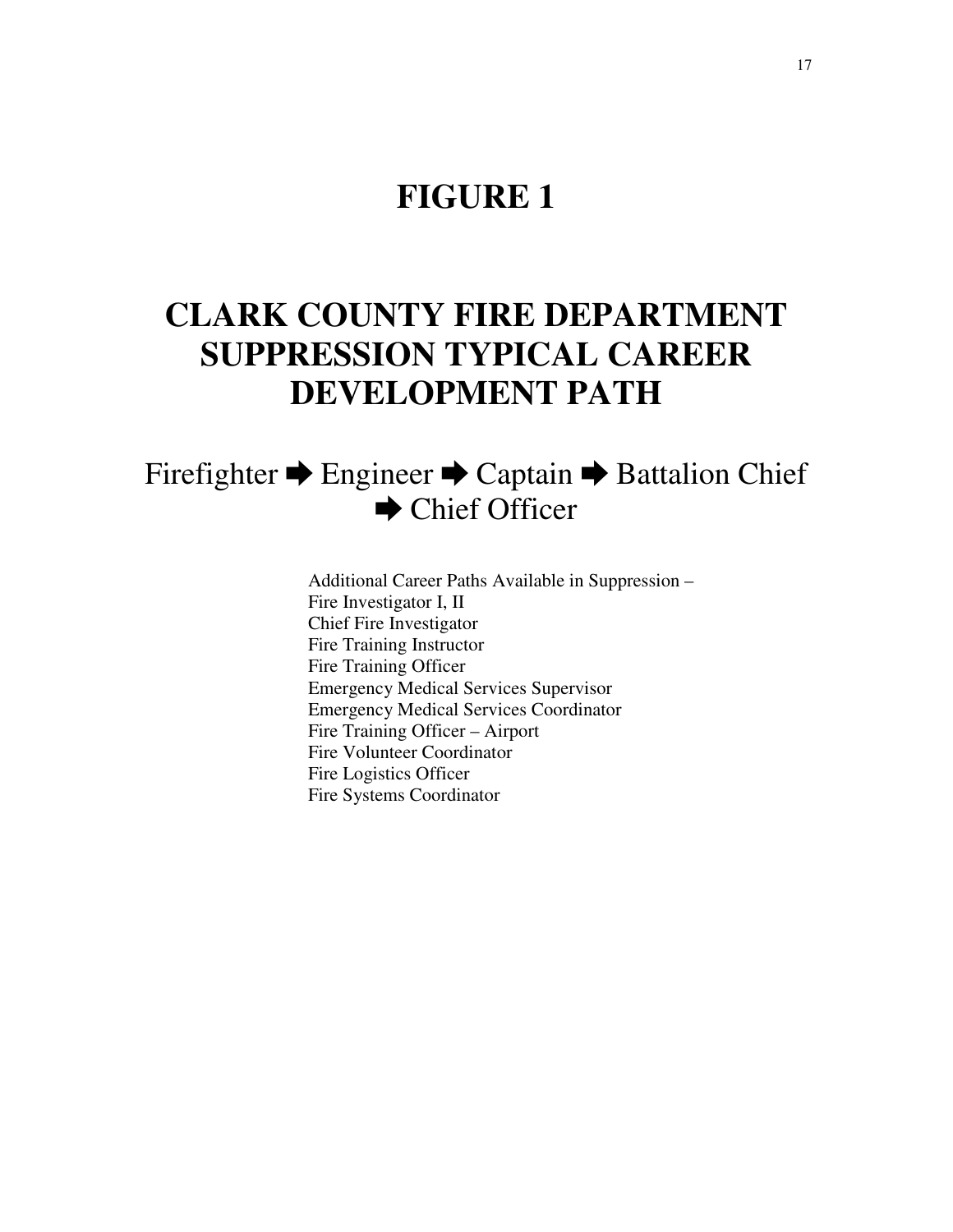# FIGURE 1

# CLARK COUNTY FIRE DEPARTMENT SUPPRESSION TYPICAL CAREER DEVELOPMENT PATH

Firefighter ➡ Engineer ➡ Captain ➡ Battalion Chief ➡ Chief Officer

Additional Career Paths Available in Suppression –
Fire Investigator I, II
Chief Fire Investigator
Fire Training Instructor
Fire Training Officer
Emergency Medical Services Supervisor
Emergency Medical Services Coordinator
Fire Training Officer – Airport
Fire Volunteer Coordinator
Fire Logistics Officer
Fire Systems Coordinator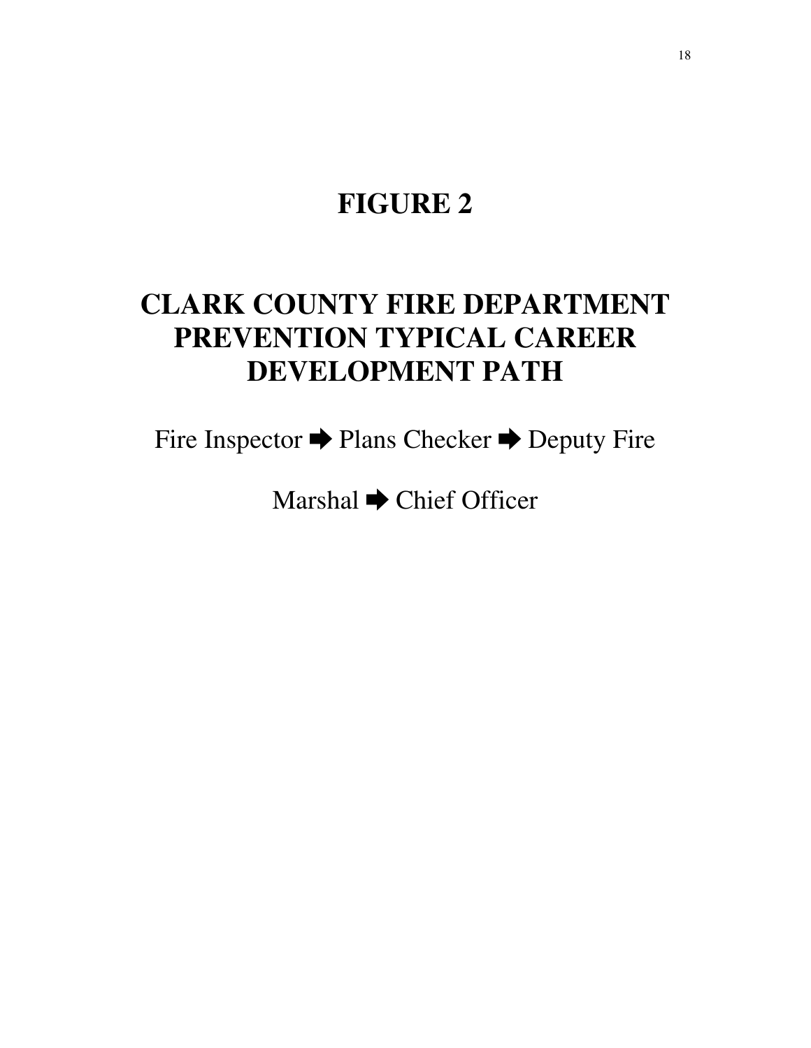# FIGURE 2

# CLARK COUNTY FIRE DEPARTMENT PREVENTION TYPICAL CAREER DEVELOPMENT PATH

Fire Inspector ➡ Plans Checker ➡ Deputy Fire Marshal ➡ Chief Officer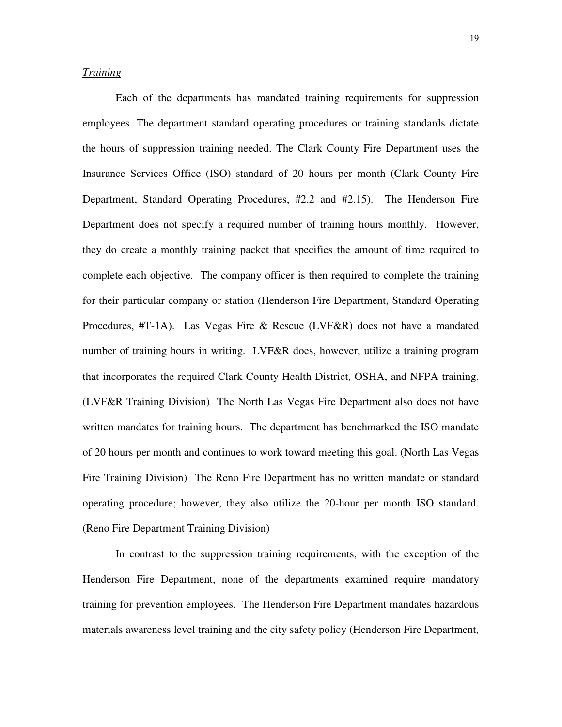*Training*

Each of the departments has mandated training requirements for suppression employees. The department standard operating procedures or training standards dictate the hours of suppression training needed. The Clark County Fire Department uses the Insurance Services Office (ISO) standard of 20 hours per month (Clark County Fire Department, Standard Operating Procedures, #2.2 and #2.15). The Henderson Fire Department does not specify a required number of training hours monthly. However, they do create a monthly training packet that specifies the amount of time required to complete each objective. The company officer is then required to complete the training for their particular company or station (Henderson Fire Department, Standard Operating Procedures, #T-1A). Las Vegas Fire & Rescue (LVF&R) does not have a mandated number of training hours in writing. LVF&R does, however, utilize a training program that incorporates the required Clark County Health District, OSHA, and NFPA training. (LVF&R Training Division) The North Las Vegas Fire Department also does not have written mandates for training hours. The department has benchmarked the ISO mandate of 20 hours per month and continues to work toward meeting this goal. (North Las Vegas Fire Training Division) The Reno Fire Department has no written mandate or standard operating procedure; however, they also utilize the 20-hour per month ISO standard. (Reno Fire Department Training Division)

In contrast to the suppression training requirements, with the exception of the Henderson Fire Department, none of the departments examined require mandatory training for prevention employees. The Henderson Fire Department mandates hazardous materials awareness level training and the city safety policy (Henderson Fire Department,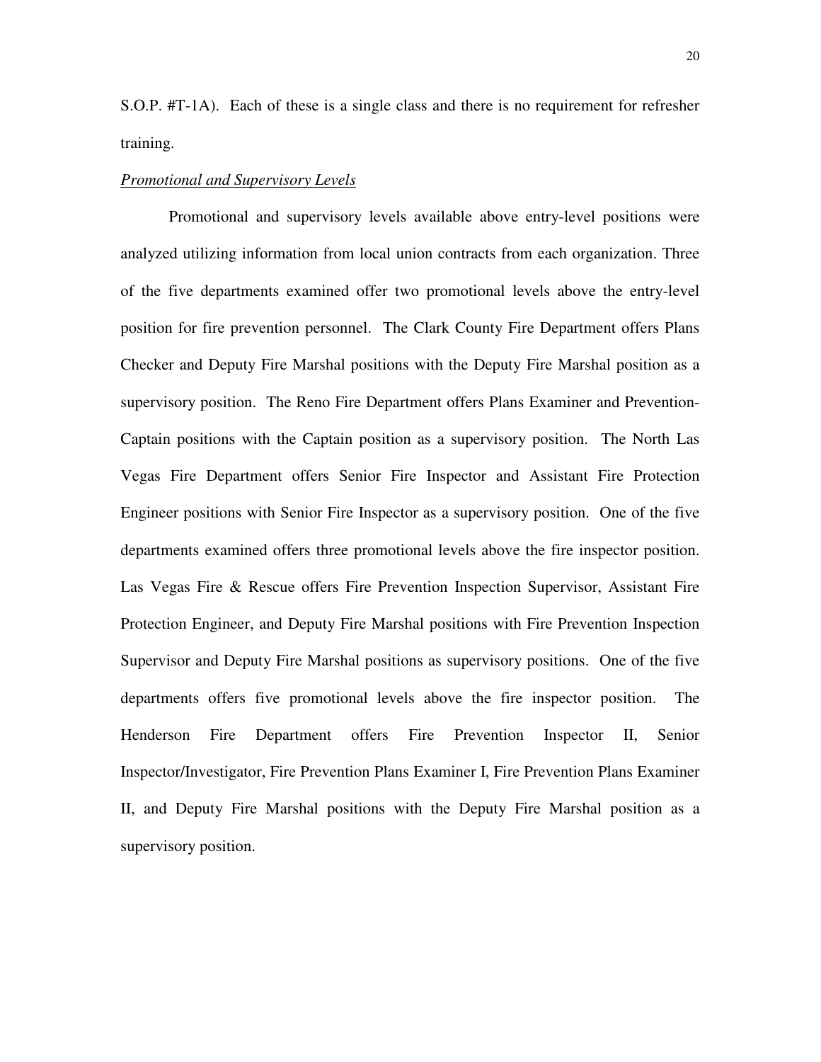S.O.P. #T-1A). Each of these is a single class and there is no requirement for refresher training.

*Promotional and Supervisory Levels*

Promotional and supervisory levels available above entry-level positions were analyzed utilizing information from local union contracts from each organization. Three of the five departments examined offer two promotional levels above the entry-level position for fire prevention personnel. The Clark County Fire Department offers Plans Checker and Deputy Fire Marshal positions with the Deputy Fire Marshal position as a supervisory position. The Reno Fire Department offers Plans Examiner and Prevention-Captain positions with the Captain position as a supervisory position. The North Las Vegas Fire Department offers Senior Fire Inspector and Assistant Fire Protection Engineer positions with Senior Fire Inspector as a supervisory position. One of the five departments examined offers three promotional levels above the fire inspector position. Las Vegas Fire & Rescue offers Fire Prevention Inspection Supervisor, Assistant Fire Protection Engineer, and Deputy Fire Marshal positions with Fire Prevention Inspection Supervisor and Deputy Fire Marshal positions as supervisory positions. One of the five departments offers five promotional levels above the fire inspector position. The Henderson Fire Department offers Fire Prevention Inspector II, Senior Inspector/Investigator, Fire Prevention Plans Examiner I, Fire Prevention Plans Examiner II, and Deputy Fire Marshal positions with the Deputy Fire Marshal position as a supervisory position.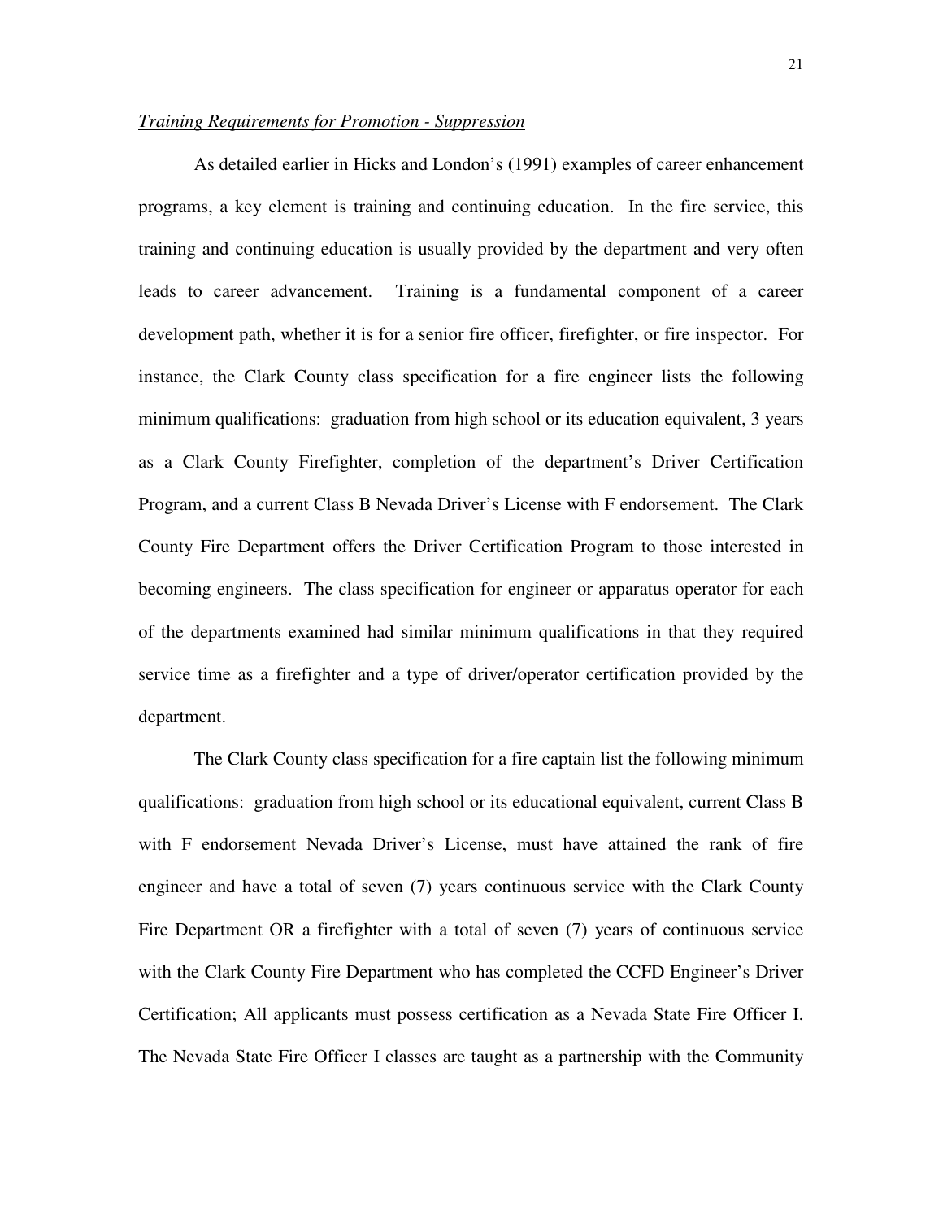*Training Requirements for Promotion - Suppression*

As detailed earlier in Hicks and London's (1991) examples of career enhancement programs, a key element is training and continuing education. In the fire service, this training and continuing education is usually provided by the department and very often leads to career advancement. Training is a fundamental component of a career development path, whether it is for a senior fire officer, firefighter, or fire inspector. For instance, the Clark County class specification for a fire engineer lists the following minimum qualifications: graduation from high school or its education equivalent, 3 years as a Clark County Firefighter, completion of the department's Driver Certification Program, and a current Class B Nevada Driver's License with F endorsement. The Clark County Fire Department offers the Driver Certification Program to those interested in becoming engineers. The class specification for engineer or apparatus operator for each of the departments examined had similar minimum qualifications in that they required service time as a firefighter and a type of driver/operator certification provided by the department.

The Clark County class specification for a fire captain list the following minimum qualifications: graduation from high school or its educational equivalent, current Class B with F endorsement Nevada Driver's License, must have attained the rank of fire engineer and have a total of seven (7) years continuous service with the Clark County Fire Department OR a firefighter with a total of seven (7) years of continuous service with the Clark County Fire Department who has completed the CCFD Engineer's Driver Certification; All applicants must possess certification as a Nevada State Fire Officer I. The Nevada State Fire Officer I classes are taught as a partnership with the Community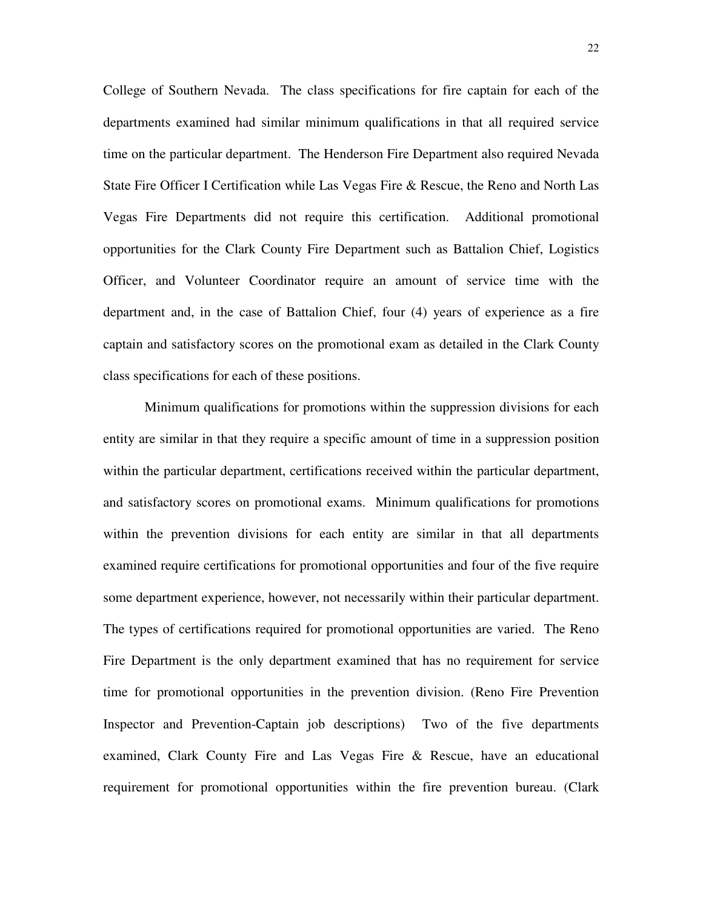College of Southern Nevada. The class specifications for fire captain for each of the departments examined had similar minimum qualifications in that all required service time on the particular department. The Henderson Fire Department also required Nevada State Fire Officer I Certification while Las Vegas Fire & Rescue, the Reno and North Las Vegas Fire Departments did not require this certification. Additional promotional opportunities for the Clark County Fire Department such as Battalion Chief, Logistics Officer, and Volunteer Coordinator require an amount of service time with the department and, in the case of Battalion Chief, four (4) years of experience as a fire captain and satisfactory scores on the promotional exam as detailed in the Clark County class specifications for each of these positions.

Minimum qualifications for promotions within the suppression divisions for each entity are similar in that they require a specific amount of time in a suppression position within the particular department, certifications received within the particular department, and satisfactory scores on promotional exams. Minimum qualifications for promotions within the prevention divisions for each entity are similar in that all departments examined require certifications for promotional opportunities and four of the five require some department experience, however, not necessarily within their particular department. The types of certifications required for promotional opportunities are varied. The Reno Fire Department is the only department examined that has no requirement for service time for promotional opportunities in the prevention division. (Reno Fire Prevention Inspector and Prevention-Captain job descriptions) Two of the five departments examined, Clark County Fire and Las Vegas Fire & Rescue, have an educational requirement for promotional opportunities within the fire prevention bureau. (Clark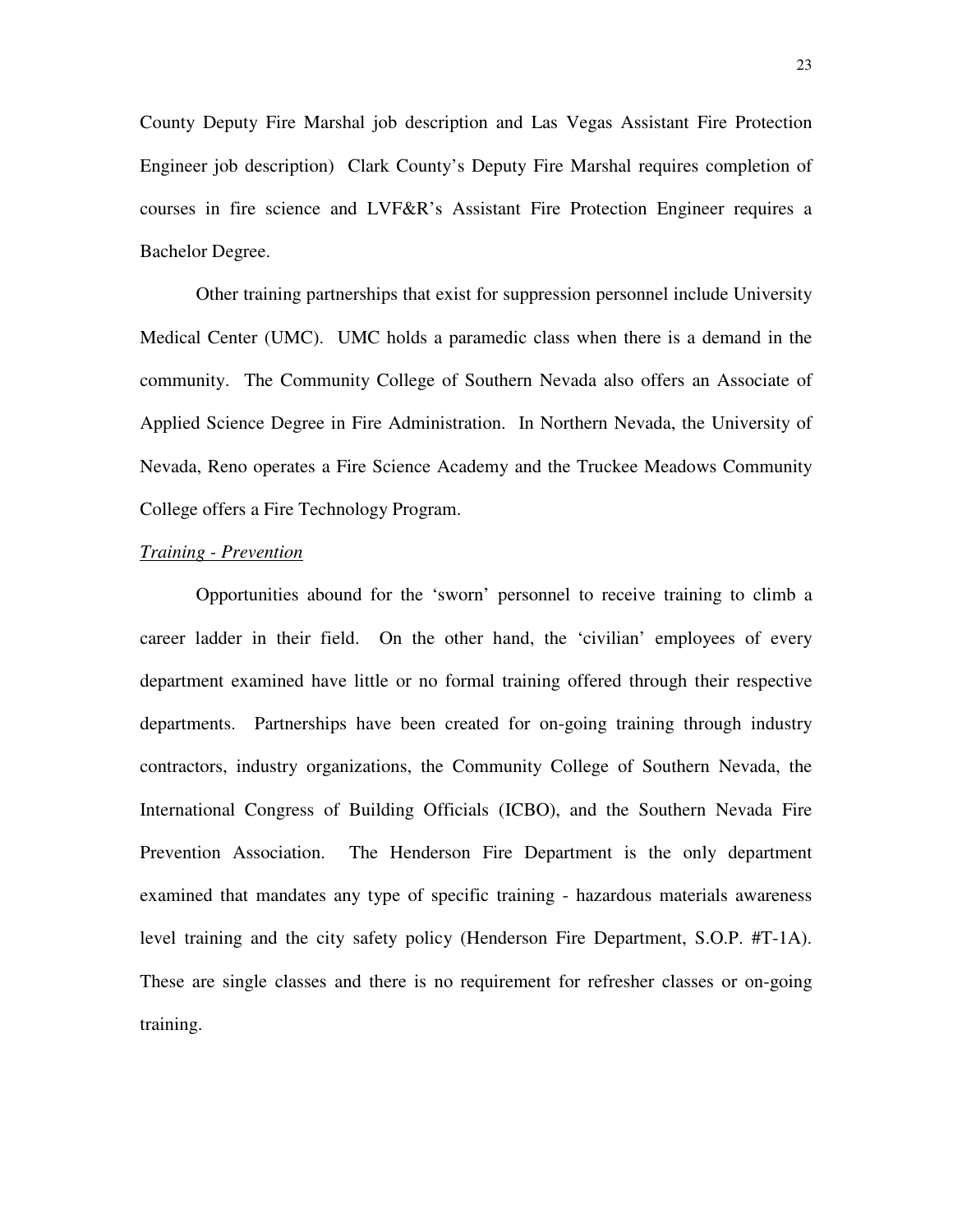County Deputy Fire Marshal job description and Las Vegas Assistant Fire Protection Engineer job description) Clark County's Deputy Fire Marshal requires completion of courses in fire science and LVF&R's Assistant Fire Protection Engineer requires a Bachelor Degree.

Other training partnerships that exist for suppression personnel include University Medical Center (UMC). UMC holds a paramedic class when there is a demand in the community. The Community College of Southern Nevada also offers an Associate of Applied Science Degree in Fire Administration. In Northern Nevada, the University of Nevada, Reno operates a Fire Science Academy and the Truckee Meadows Community College offers a Fire Technology Program.

<u>*Training - Prevention*</u>

Opportunities abound for the 'sworn' personnel to receive training to climb a career ladder in their field. On the other hand, the 'civilian' employees of every department examined have little or no formal training offered through their respective departments. Partnerships have been created for on-going training through industry contractors, industry organizations, the Community College of Southern Nevada, the International Congress of Building Officials (ICBO), and the Southern Nevada Fire Prevention Association. The Henderson Fire Department is the only department examined that mandates any type of specific training - hazardous materials awareness level training and the city safety policy (Henderson Fire Department, S.O.P. #T-1A). These are single classes and there is no requirement for refresher classes or on-going training.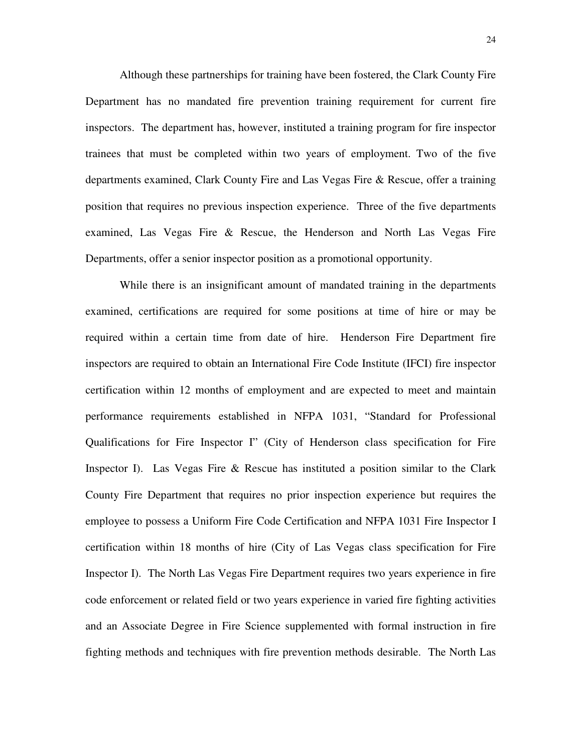Although these partnerships for training have been fostered, the Clark County Fire Department has no mandated fire prevention training requirement for current fire inspectors. The department has, however, instituted a training program for fire inspector trainees that must be completed within two years of employment. Two of the five departments examined, Clark County Fire and Las Vegas Fire & Rescue, offer a training position that requires no previous inspection experience. Three of the five departments examined, Las Vegas Fire & Rescue, the Henderson and North Las Vegas Fire Departments, offer a senior inspector position as a promotional opportunity.

While there is an insignificant amount of mandated training in the departments examined, certifications are required for some positions at time of hire or may be required within a certain time from date of hire. Henderson Fire Department fire inspectors are required to obtain an International Fire Code Institute (IFCI) fire inspector certification within 12 months of employment and are expected to meet and maintain performance requirements established in NFPA 1031, "Standard for Professional Qualifications for Fire Inspector I" (City of Henderson class specification for Fire Inspector I). Las Vegas Fire & Rescue has instituted a position similar to the Clark County Fire Department that requires no prior inspection experience but requires the employee to possess a Uniform Fire Code Certification and NFPA 1031 Fire Inspector I certification within 18 months of hire (City of Las Vegas class specification for Fire Inspector I). The North Las Vegas Fire Department requires two years experience in fire code enforcement or related field or two years experience in varied fire fighting activities and an Associate Degree in Fire Science supplemented with formal instruction in fire fighting methods and techniques with fire prevention methods desirable. The North Las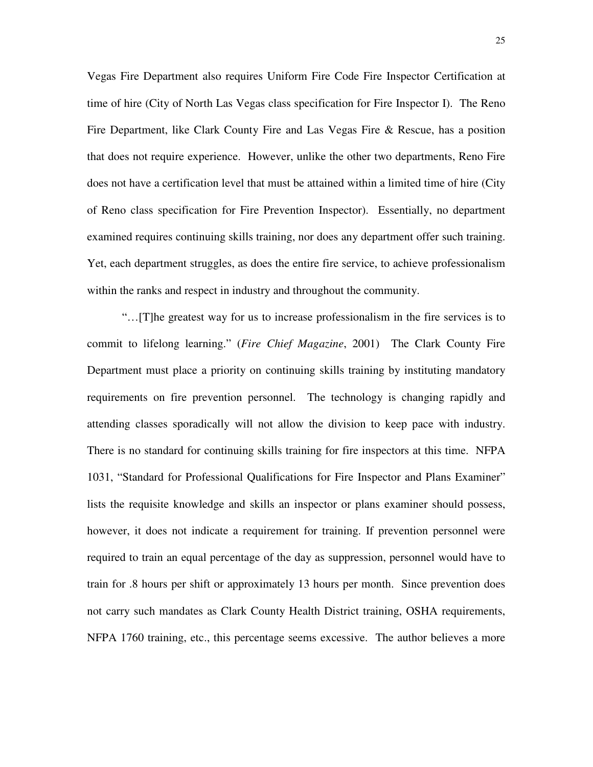Vegas Fire Department also requires Uniform Fire Code Fire Inspector Certification at time of hire (City of North Las Vegas class specification for Fire Inspector I). The Reno Fire Department, like Clark County Fire and Las Vegas Fire & Rescue, has a position that does not require experience. However, unlike the other two departments, Reno Fire does not have a certification level that must be attained within a limited time of hire (City of Reno class specification for Fire Prevention Inspector). Essentially, no department examined requires continuing skills training, nor does any department offer such training. Yet, each department struggles, as does the entire fire service, to achieve professionalism within the ranks and respect in industry and throughout the community.

"…[T]he greatest way for us to increase professionalism in the fire services is to commit to lifelong learning." (*Fire Chief Magazine*, 2001) The Clark County Fire Department must place a priority on continuing skills training by instituting mandatory requirements on fire prevention personnel. The technology is changing rapidly and attending classes sporadically will not allow the division to keep pace with industry. There is no standard for continuing skills training for fire inspectors at this time. NFPA 1031, "Standard for Professional Qualifications for Fire Inspector and Plans Examiner" lists the requisite knowledge and skills an inspector or plans examiner should possess, however, it does not indicate a requirement for training. If prevention personnel were required to train an equal percentage of the day as suppression, personnel would have to train for .8 hours per shift or approximately 13 hours per month. Since prevention does not carry such mandates as Clark County Health District training, OSHA requirements, NFPA 1760 training, etc., this percentage seems excessive. The author believes a more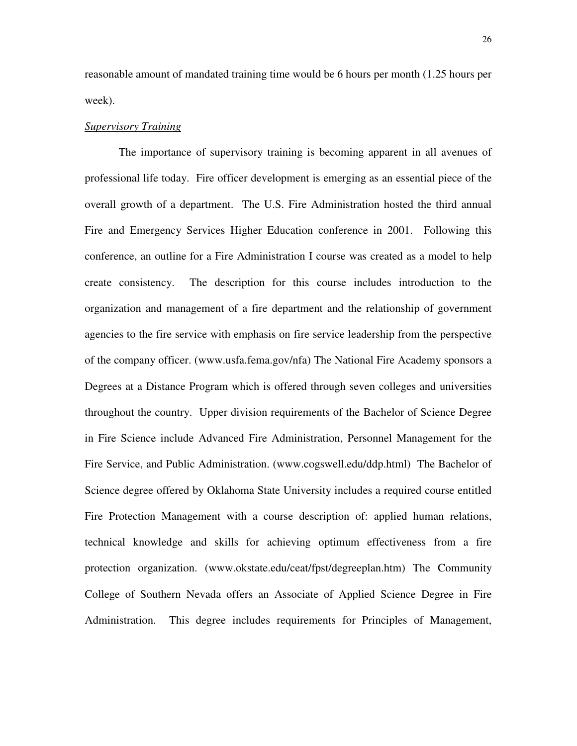reasonable amount of mandated training time would be 6 hours per month (1.25 hours per week).

*Supervisory Training*

The importance of supervisory training is becoming apparent in all avenues of professional life today. Fire officer development is emerging as an essential piece of the overall growth of a department. The U.S. Fire Administration hosted the third annual Fire and Emergency Services Higher Education conference in 2001. Following this conference, an outline for a Fire Administration I course was created as a model to help create consistency. The description for this course includes introduction to the organization and management of a fire department and the relationship of government agencies to the fire service with emphasis on fire service leadership from the perspective of the company officer. (www.usfa.fema.gov/nfa) The National Fire Academy sponsors a Degrees at a Distance Program which is offered through seven colleges and universities throughout the country. Upper division requirements of the Bachelor of Science Degree in Fire Science include Advanced Fire Administration, Personnel Management for the Fire Service, and Public Administration. (www.cogswell.edu/ddp.html) The Bachelor of Science degree offered by Oklahoma State University includes a required course entitled Fire Protection Management with a course description of: applied human relations, technical knowledge and skills for achieving optimum effectiveness from a fire protection organization. (www.okstate.edu/ceat/fpst/degreeplan.htm) The Community College of Southern Nevada offers an Associate of Applied Science Degree in Fire Administration. This degree includes requirements for Principles of Management,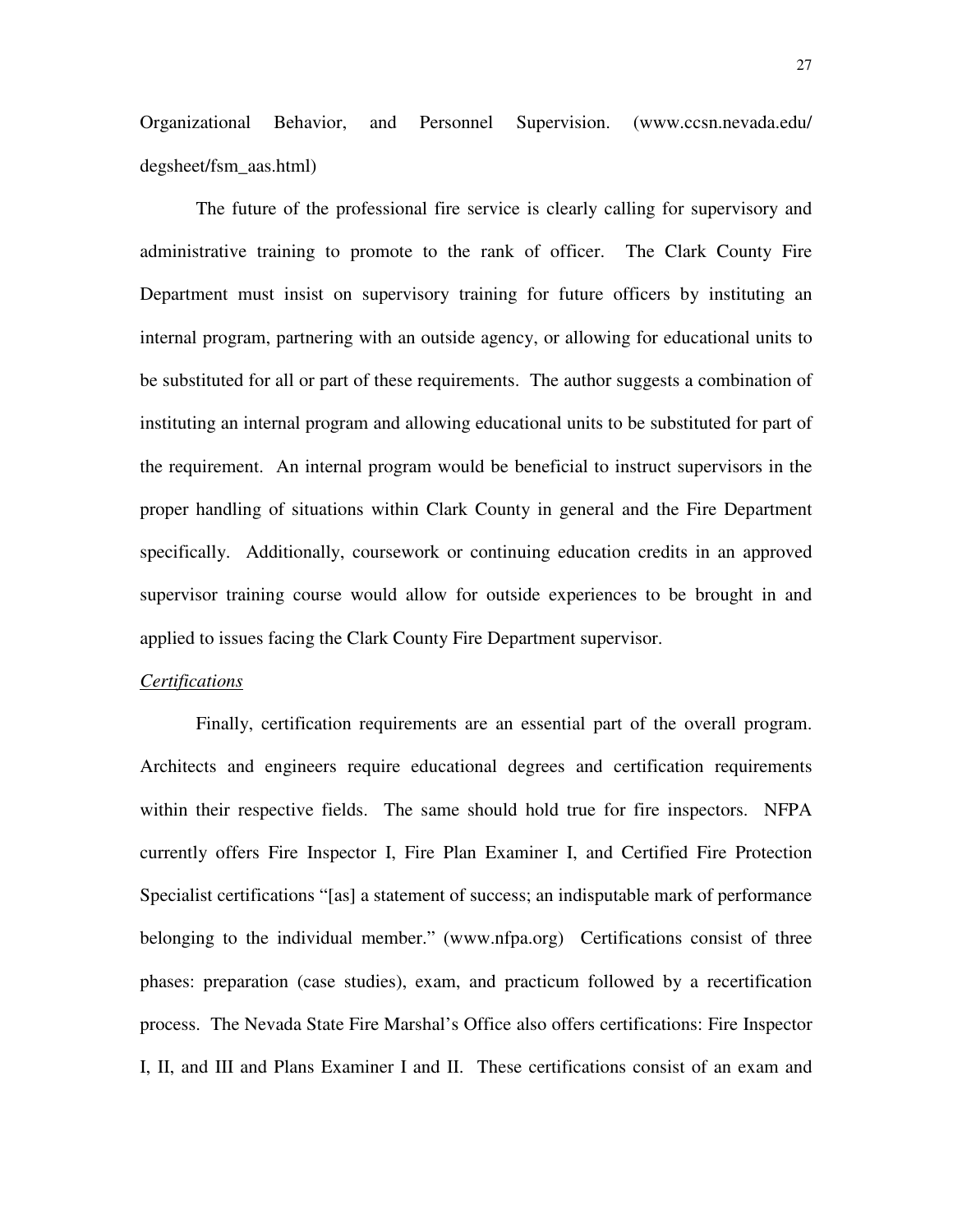Organizational Behavior, and Personnel Supervision. (www.ccsn.nevada.edu/degsheet/fsm_aas.html)

The future of the professional fire service is clearly calling for supervisory and administrative training to promote to the rank of officer. The Clark County Fire Department must insist on supervisory training for future officers by instituting an internal program, partnering with an outside agency, or allowing for educational units to be substituted for all or part of these requirements. The author suggests a combination of instituting an internal program and allowing educational units to be substituted for part of the requirement. An internal program would be beneficial to instruct supervisors in the proper handling of situations within Clark County in general and the Fire Department specifically. Additionally, coursework or continuing education credits in an approved supervisor training course would allow for outside experiences to be brought in and applied to issues facing the Clark County Fire Department supervisor.

*Certifications*

Finally, certification requirements are an essential part of the overall program. Architects and engineers require educational degrees and certification requirements within their respective fields. The same should hold true for fire inspectors. NFPA currently offers Fire Inspector I, Fire Plan Examiner I, and Certified Fire Protection Specialist certifications "[as] a statement of success; an indisputable mark of performance belonging to the individual member." (www.nfpa.org) Certifications consist of three phases: preparation (case studies), exam, and practicum followed by a recertification process. The Nevada State Fire Marshal's Office also offers certifications: Fire Inspector I, II, and III and Plans Examiner I and II. These certifications consist of an exam and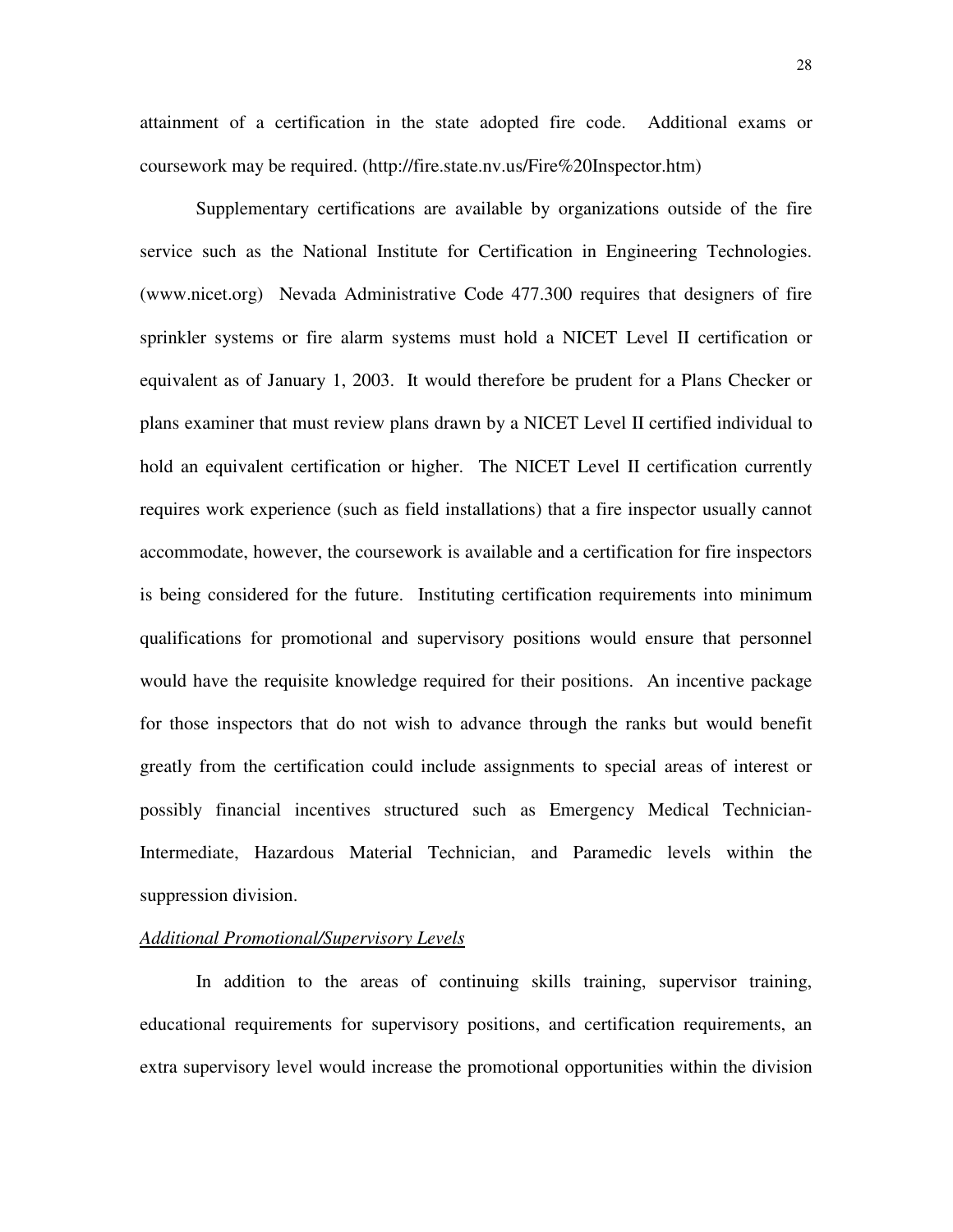attainment of a certification in the state adopted fire code. Additional exams or coursework may be required. (http://fire.state.nv.us/Fire%20Inspector.htm)

Supplementary certifications are available by organizations outside of the fire service such as the National Institute for Certification in Engineering Technologies. (www.nicet.org) Nevada Administrative Code 477.300 requires that designers of fire sprinkler systems or fire alarm systems must hold a NICET Level II certification or equivalent as of January 1, 2003. It would therefore be prudent for a Plans Checker or plans examiner that must review plans drawn by a NICET Level II certified individual to hold an equivalent certification or higher. The NICET Level II certification currently requires work experience (such as field installations) that a fire inspector usually cannot accommodate, however, the coursework is available and a certification for fire inspectors is being considered for the future. Instituting certification requirements into minimum qualifications for promotional and supervisory positions would ensure that personnel would have the requisite knowledge required for their positions. An incentive package for those inspectors that do not wish to advance through the ranks but would benefit greatly from the certification could include assignments to special areas of interest or possibly financial incentives structured such as Emergency Medical Technician-Intermediate, Hazardous Material Technician, and Paramedic levels within the suppression division.

*Additional Promotional/Supervisory Levels*

In addition to the areas of continuing skills training, supervisor training, educational requirements for supervisory positions, and certification requirements, an extra supervisory level would increase the promotional opportunities within the division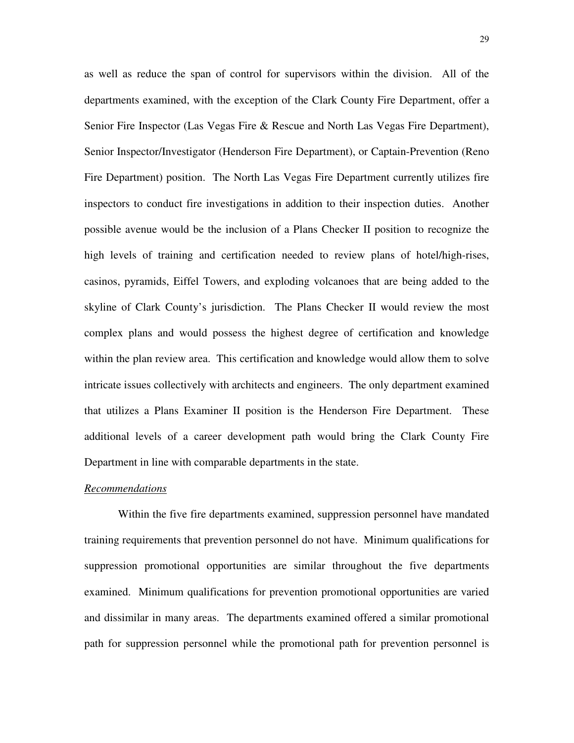as well as reduce the span of control for supervisors within the division. All of the departments examined, with the exception of the Clark County Fire Department, offer a Senior Fire Inspector (Las Vegas Fire & Rescue and North Las Vegas Fire Department), Senior Inspector/Investigator (Henderson Fire Department), or Captain-Prevention (Reno Fire Department) position. The North Las Vegas Fire Department currently utilizes fire inspectors to conduct fire investigations in addition to their inspection duties. Another possible avenue would be the inclusion of a Plans Checker II position to recognize the high levels of training and certification needed to review plans of hotel/high-rises, casinos, pyramids, Eiffel Towers, and exploding volcanoes that are being added to the skyline of Clark County's jurisdiction. The Plans Checker II would review the most complex plans and would possess the highest degree of certification and knowledge within the plan review area. This certification and knowledge would allow them to solve intricate issues collectively with architects and engineers. The only department examined that utilizes a Plans Examiner II position is the Henderson Fire Department. These additional levels of a career development path would bring the Clark County Fire Department in line with comparable departments in the state.

*Recommendations*

Within the five fire departments examined, suppression personnel have mandated training requirements that prevention personnel do not have. Minimum qualifications for suppression promotional opportunities are similar throughout the five departments examined. Minimum qualifications for prevention promotional opportunities are varied and dissimilar in many areas. The departments examined offered a similar promotional path for suppression personnel while the promotional path for prevention personnel is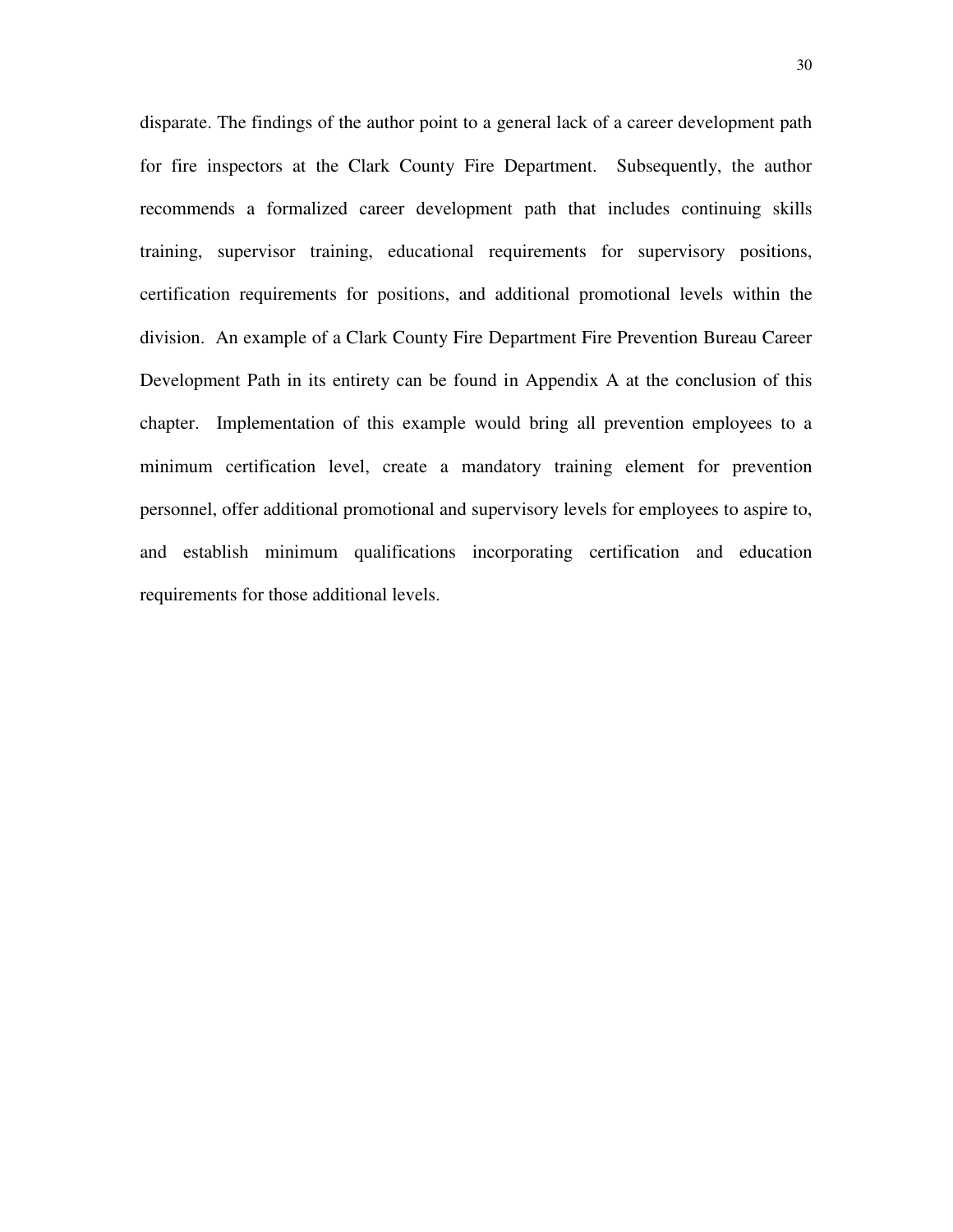disparate. The findings of the author point to a general lack of a career development path for fire inspectors at the Clark County Fire Department. Subsequently, the author recommends a formalized career development path that includes continuing skills training, supervisor training, educational requirements for supervisory positions, certification requirements for positions, and additional promotional levels within the division. An example of a Clark County Fire Department Fire Prevention Bureau Career Development Path in its entirety can be found in Appendix A at the conclusion of this chapter. Implementation of this example would bring all prevention employees to a minimum certification level, create a mandatory training element for prevention personnel, offer additional promotional and supervisory levels for employees to aspire to, and establish minimum qualifications incorporating certification and education requirements for those additional levels.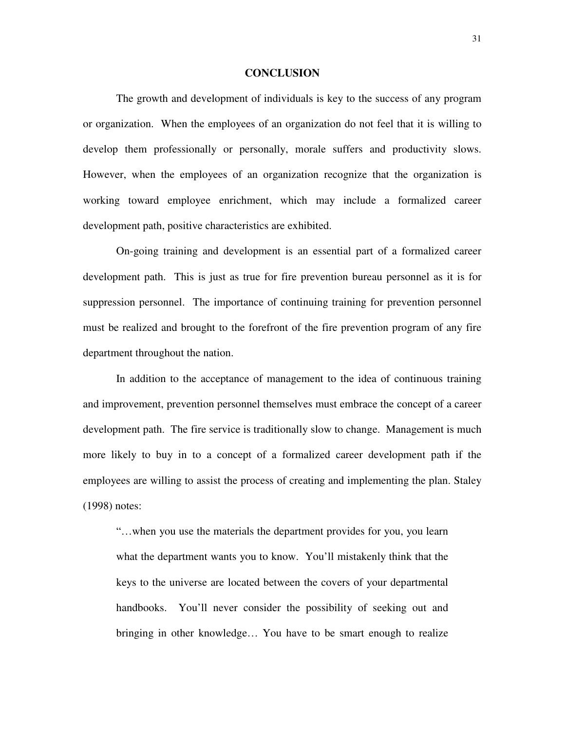## CONCLUSION

The growth and development of individuals is key to the success of any program or organization. When the employees of an organization do not feel that it is willing to develop them professionally or personally, morale suffers and productivity slows. However, when the employees of an organization recognize that the organization is working toward employee enrichment, which may include a formalized career development path, positive characteristics are exhibited.

On-going training and development is an essential part of a formalized career development path. This is just as true for fire prevention bureau personnel as it is for suppression personnel. The importance of continuing training for prevention personnel must be realized and brought to the forefront of the fire prevention program of any fire department throughout the nation.

In addition to the acceptance of management to the idea of continuous training and improvement, prevention personnel themselves must embrace the concept of a career development path. The fire service is traditionally slow to change. Management is much more likely to buy in to a concept of a formalized career development path if the employees are willing to assist the process of creating and implementing the plan. Staley (1998) notes:

> "…when you use the materials the department provides for you, you learn what the department wants you to know. You'll mistakenly think that the keys to the universe are located between the covers of your departmental handbooks. You'll never consider the possibility of seeking out and bringing in other knowledge… You have to be smart enough to realize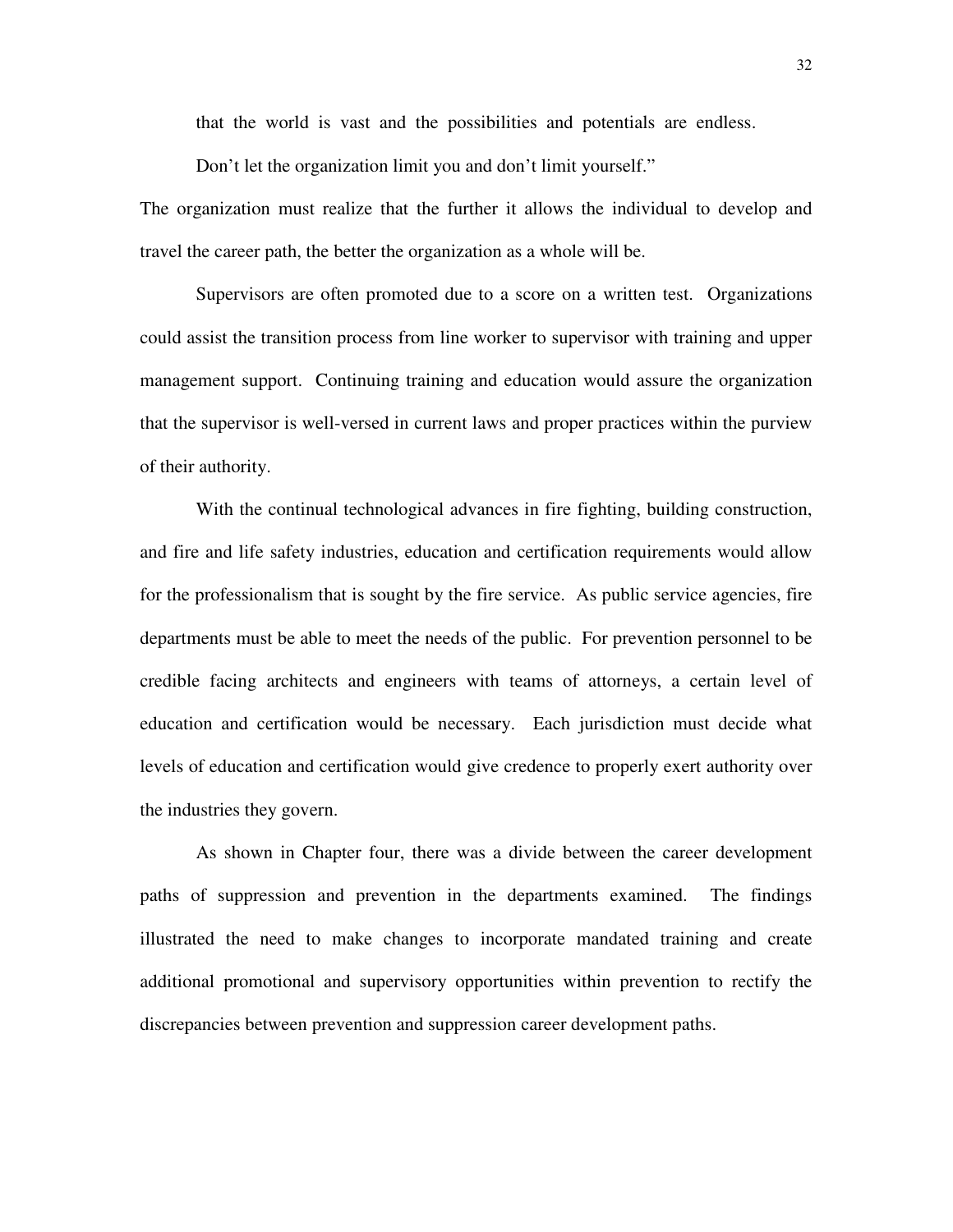that the world is vast and the possibilities and potentials are endless. Don't let the organization limit you and don't limit yourself."

The organization must realize that the further it allows the individual to develop and travel the career path, the better the organization as a whole will be.

Supervisors are often promoted due to a score on a written test. Organizations could assist the transition process from line worker to supervisor with training and upper management support. Continuing training and education would assure the organization that the supervisor is well-versed in current laws and proper practices within the purview of their authority.

With the continual technological advances in fire fighting, building construction, and fire and life safety industries, education and certification requirements would allow for the professionalism that is sought by the fire service. As public service agencies, fire departments must be able to meet the needs of the public. For prevention personnel to be credible facing architects and engineers with teams of attorneys, a certain level of education and certification would be necessary. Each jurisdiction must decide what levels of education and certification would give credence to properly exert authority over the industries they govern.

As shown in Chapter four, there was a divide between the career development paths of suppression and prevention in the departments examined. The findings illustrated the need to make changes to incorporate mandated training and create additional promotional and supervisory opportunities within prevention to rectify the discrepancies between prevention and suppression career development paths.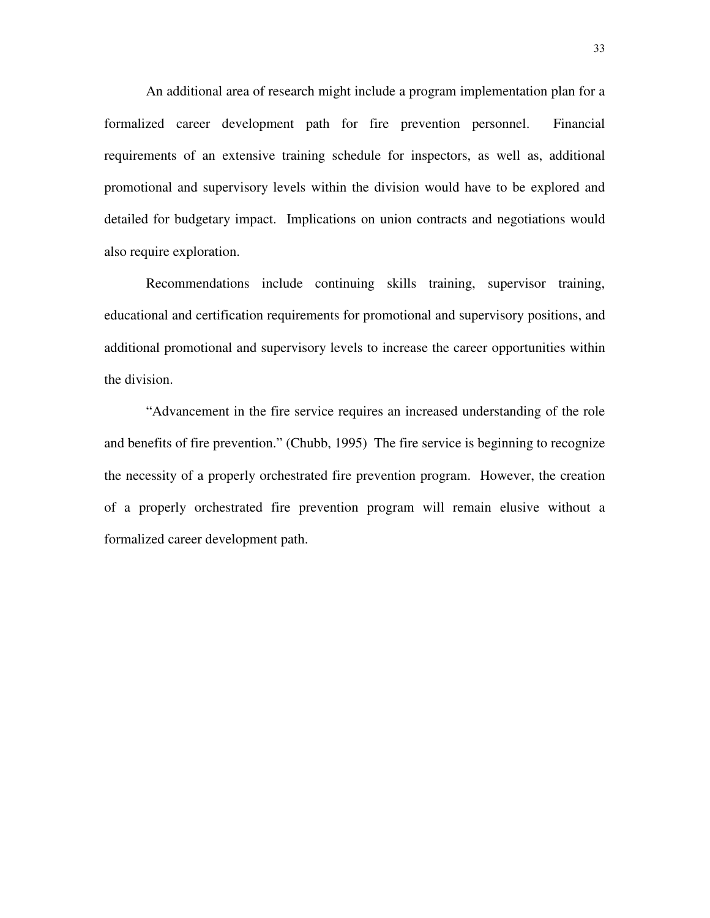An additional area of research might include a program implementation plan for a formalized career development path for fire prevention personnel. Financial requirements of an extensive training schedule for inspectors, as well as, additional promotional and supervisory levels within the division would have to be explored and detailed for budgetary impact. Implications on union contracts and negotiations would also require exploration.

Recommendations include continuing skills training, supervisor training, educational and certification requirements for promotional and supervisory positions, and additional promotional and supervisory levels to increase the career opportunities within the division.

"Advancement in the fire service requires an increased understanding of the role and benefits of fire prevention." (Chubb, 1995) The fire service is beginning to recognize the necessity of a properly orchestrated fire prevention program. However, the creation of a properly orchestrated fire prevention program will remain elusive without a formalized career development path.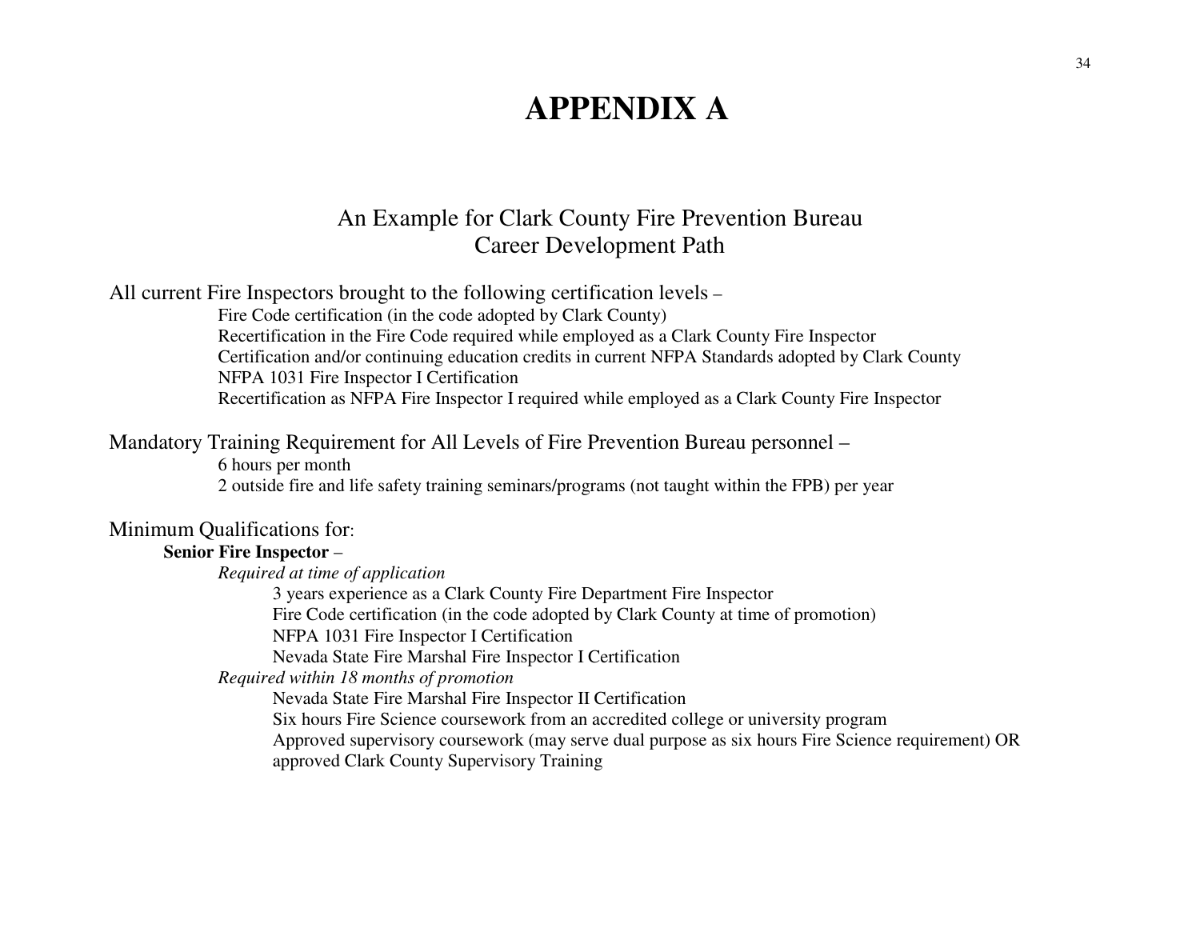# APPENDIX A

## An Example for Clark County Fire Prevention Bureau
## Career Development Path

All current Fire Inspectors brought to the following certification levels –

- Fire Code certification (in the code adopted by Clark County)
- Recertification in the Fire Code required while employed as a Clark County Fire Inspector
- Certification and/or continuing education credits in current NFPA Standards adopted by Clark County
- NFPA 1031 Fire Inspector I Certification
- Recertification as NFPA Fire Inspector I required while employed as a Clark County Fire Inspector

Mandatory Training Requirement for All Levels of Fire Prevention Bureau personnel –

- 6 hours per month
- 2 outside fire and life safety training seminars/programs (not taught within the FPB) per year

Minimum Qualifications for:

**Senior Fire Inspector** –

*Required at time of application*

- 3 years experience as a Clark County Fire Department Fire Inspector
- Fire Code certification (in the code adopted by Clark County at time of promotion)
- NFPA 1031 Fire Inspector I Certification
- Nevada State Fire Marshal Fire Inspector I Certification

*Required within 18 months of promotion*

- Nevada State Fire Marshal Fire Inspector II Certification
- Six hours Fire Science coursework from an accredited college or university program
- Approved supervisory coursework (may serve dual purpose as six hours Fire Science requirement) OR approved Clark County Supervisory Training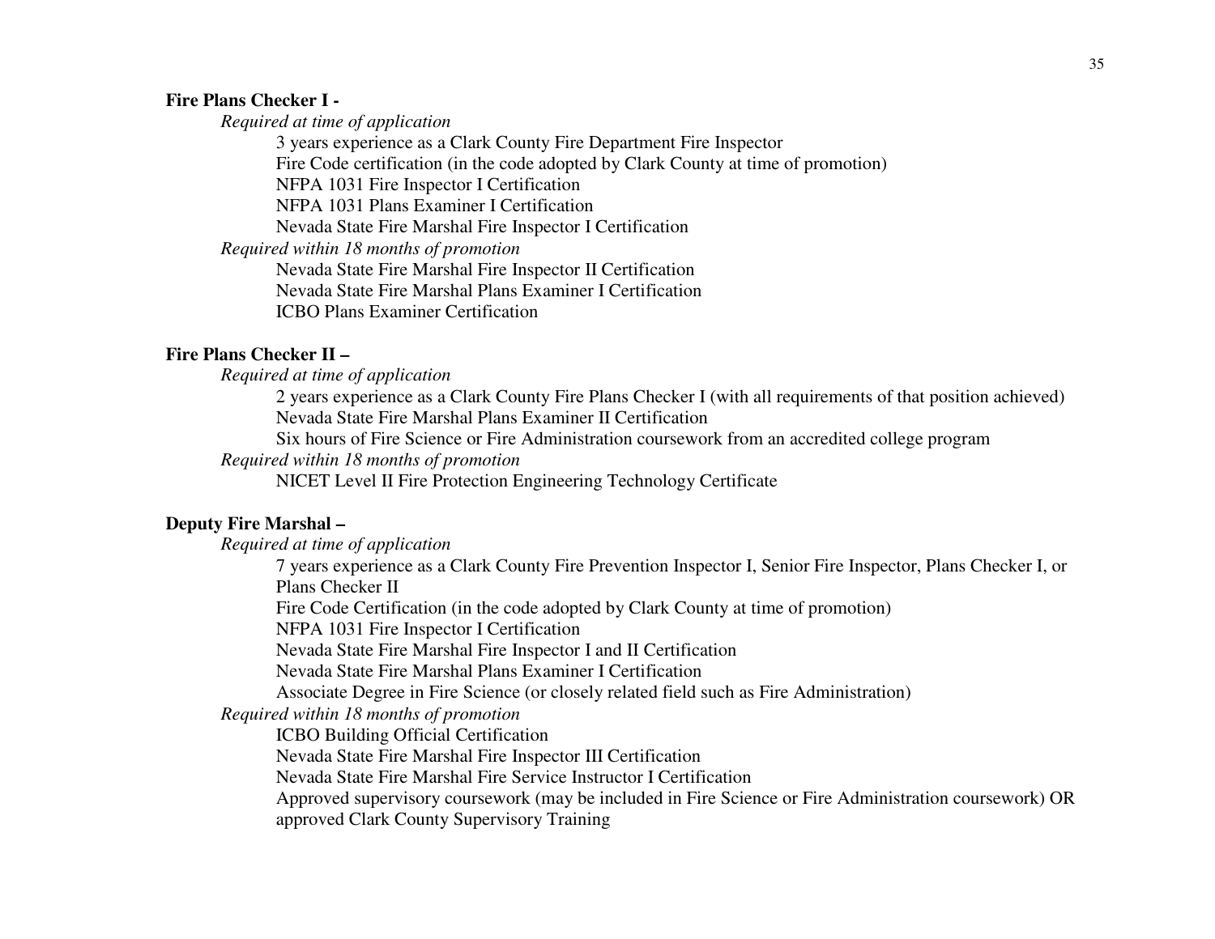**Fire Plans Checker I -**

*Required at time of application*

- 3 years experience as a Clark County Fire Department Fire Inspector
- Fire Code certification (in the code adopted by Clark County at time of promotion)
- NFPA 1031 Fire Inspector I Certification
- NFPA 1031 Plans Examiner I Certification
- Nevada State Fire Marshal Fire Inspector I Certification

*Required within 18 months of promotion*

- Nevada State Fire Marshal Fire Inspector II Certification
- Nevada State Fire Marshal Plans Examiner I Certification
- ICBO Plans Examiner Certification

**Fire Plans Checker II –**

*Required at time of application*

- 2 years experience as a Clark County Fire Plans Checker I (with all requirements of that position achieved)
- Nevada State Fire Marshal Plans Examiner II Certification
- Six hours of Fire Science or Fire Administration coursework from an accredited college program

*Required within 18 months of promotion*

- NICET Level II Fire Protection Engineering Technology Certificate

**Deputy Fire Marshal –**

*Required at time of application*

- 7 years experience as a Clark County Fire Prevention Inspector I, Senior Fire Inspector, Plans Checker I, or Plans Checker II
- Fire Code Certification (in the code adopted by Clark County at time of promotion)
- NFPA 1031 Fire Inspector I Certification
- Nevada State Fire Marshal Fire Inspector I and II Certification
- Nevada State Fire Marshal Plans Examiner I Certification
- Associate Degree in Fire Science (or closely related field such as Fire Administration)

*Required within 18 months of promotion*

- ICBO Building Official Certification
- Nevada State Fire Marshal Fire Inspector III Certification
- Nevada State Fire Marshal Fire Service Instructor I Certification
- Approved supervisory coursework (may be included in Fire Science or Fire Administration coursework) OR approved Clark County Supervisory Training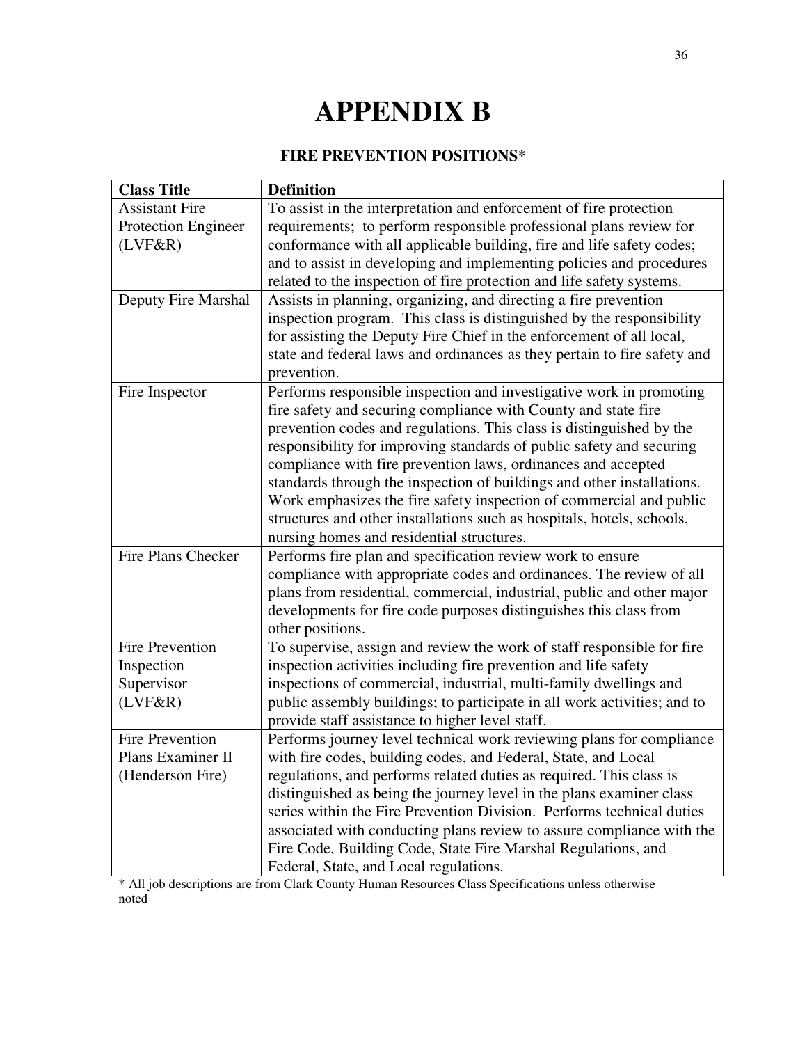# APPENDIX B

**FIRE PREVENTION POSITIONS***

| **Class Title** | **Definition** |
|---|---|
| Assistant Fire Protection Engineer (LVF&R) | To assist in the interpretation and enforcement of fire protection requirements; to perform responsible professional plans review for conformance with all applicable building, fire and life safety codes; and to assist in developing and implementing policies and procedures related to the inspection of fire protection and life safety systems. |
| Deputy Fire Marshal | Assists in planning, organizing, and directing a fire prevention inspection program. This class is distinguished by the responsibility for assisting the Deputy Fire Chief in the enforcement of all local, state and federal laws and ordinances as they pertain to fire safety and prevention. |
| Fire Inspector | Performs responsible inspection and investigative work in promoting fire safety and securing compliance with County and state fire prevention codes and regulations. This class is distinguished by the responsibility for improving standards of public safety and securing compliance with fire prevention laws, ordinances and accepted standards through the inspection of buildings and other installations. Work emphasizes the fire safety inspection of commercial and public structures and other installations such as hospitals, hotels, schools, nursing homes and residential structures. |
| Fire Plans Checker | Performs fire plan and specification review work to ensure compliance with appropriate codes and ordinances. The review of all plans from residential, commercial, industrial, public and other major developments for fire code purposes distinguishes this class from other positions. |
| Fire Prevention Inspection Supervisor (LVF&R) | To supervise, assign and review the work of staff responsible for fire inspection activities including fire prevention and life safety inspections of commercial, industrial, multi-family dwellings and public assembly buildings; to participate in all work activities; and to provide staff assistance to higher level staff. |
| Fire Prevention Plans Examiner II (Henderson Fire) | Performs journey level technical work reviewing plans for compliance with fire codes, building codes, and Federal, State, and Local regulations, and performs related duties as required. This class is distinguished as being the journey level in the plans examiner class series within the Fire Prevention Division. Performs technical duties associated with conducting plans review to assure compliance with the Fire Code, Building Code, State Fire Marshal Regulations, and Federal, State, and Local regulations. |

* All job descriptions are from Clark County Human Resources Class Specifications unless otherwise noted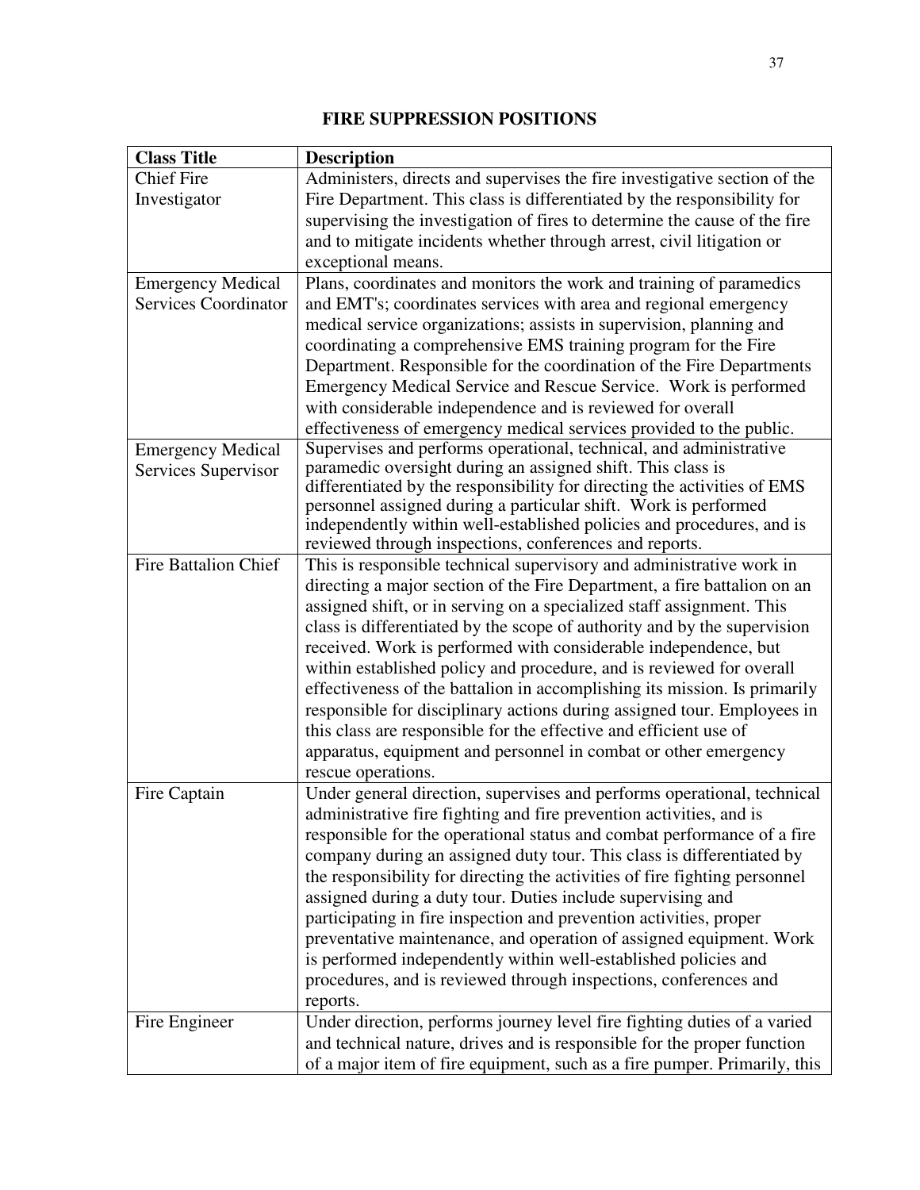# FIRE SUPPRESSION POSITIONS

| Class Title | Description |
|---|---|
| Chief Fire Investigator | Administers, directs and supervises the fire investigative section of the Fire Department. This class is differentiated by the responsibility for supervising the investigation of fires to determine the cause of the fire and to mitigate incidents whether through arrest, civil litigation or exceptional means. |
| Emergency Medical Services Coordinator | Plans, coordinates and monitors the work and training of paramedics and EMT's; coordinates services with area and regional emergency medical service organizations; assists in supervision, planning and coordinating a comprehensive EMS training program for the Fire Department. Responsible for the coordination of the Fire Departments Emergency Medical Service and Rescue Service. Work is performed with considerable independence and is reviewed for overall effectiveness of emergency medical services provided to the public. |
| Emergency Medical Services Supervisor | Supervises and performs operational, technical, and administrative paramedic oversight during an assigned shift. This class is differentiated by the responsibility for directing the activities of EMS personnel assigned during a particular shift. Work is performed independently within well-established policies and procedures, and is reviewed through inspections, conferences and reports. |
| Fire Battalion Chief | This is responsible technical supervisory and administrative work in directing a major section of the Fire Department, a fire battalion on an assigned shift, or in serving on a specialized staff assignment. This class is differentiated by the scope of authority and by the supervision received. Work is performed with considerable independence, but within established policy and procedure, and is reviewed for overall effectiveness of the battalion in accomplishing its mission. Is primarily responsible for disciplinary actions during assigned tour. Employees in this class are responsible for the effective and efficient use of apparatus, equipment and personnel in combat or other emergency rescue operations. |
| Fire Captain | Under general direction, supervises and performs operational, technical administrative fire fighting and fire prevention activities, and is responsible for the operational status and combat performance of a fire company during an assigned duty tour. This class is differentiated by the responsibility for directing the activities of fire fighting personnel assigned during a duty tour. Duties include supervising and participating in fire inspection and prevention activities, proper preventative maintenance, and operation of assigned equipment. Work is performed independently within well-established policies and procedures, and is reviewed through inspections, conferences and reports. |
| Fire Engineer | Under direction, performs journey level fire fighting duties of a varied and technical nature, drives and is responsible for the proper function of a major item of fire equipment, such as a fire pumper. Primarily, this |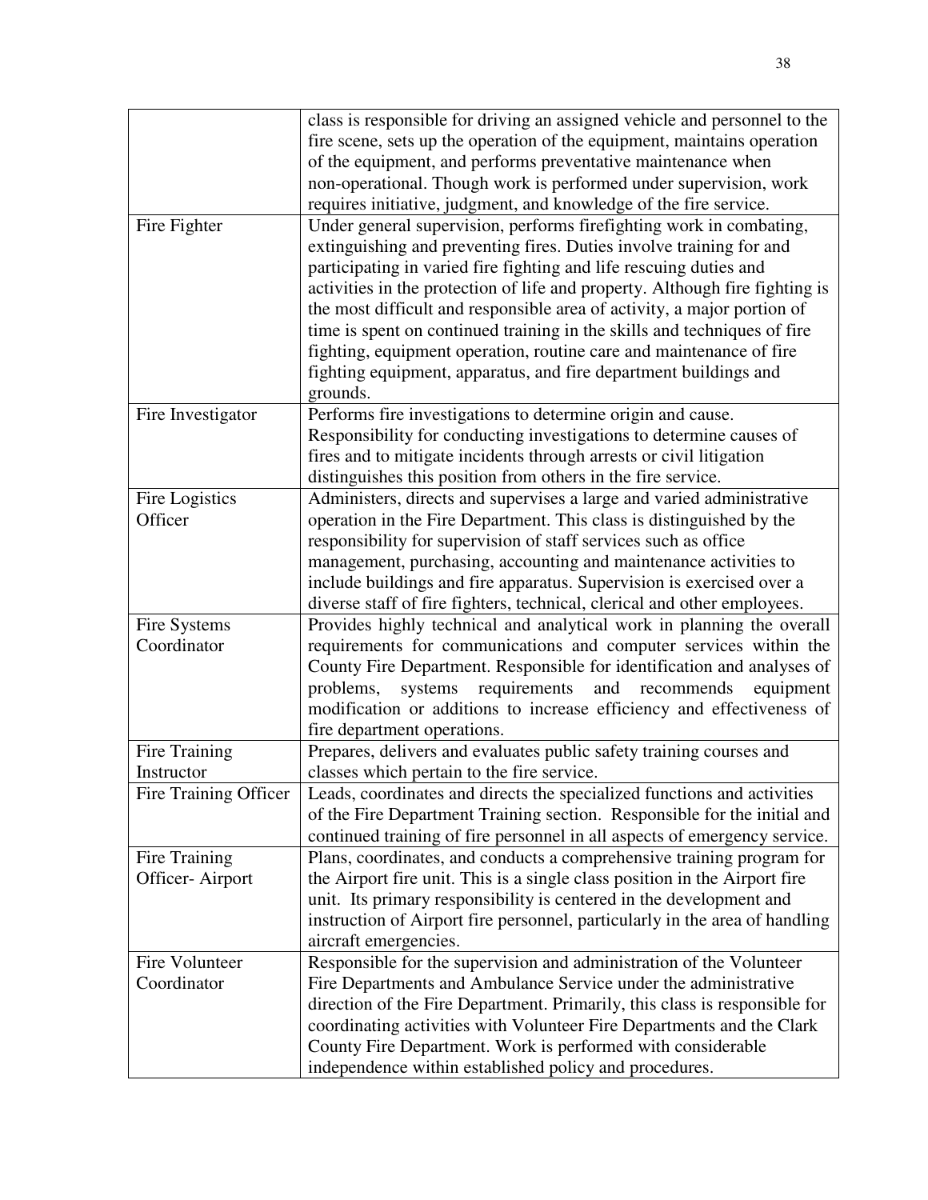| | |
|---|---|
| | class is responsible for driving an assigned vehicle and personnel to the fire scene, sets up the operation of the equipment, maintains operation of the equipment, and performs preventative maintenance when non-operational. Though work is performed under supervision, work requires initiative, judgment, and knowledge of the fire service. |
| Fire Fighter | Under general supervision, performs firefighting work in combating, extinguishing and preventing fires. Duties involve training for and participating in varied fire fighting and life rescuing duties and activities in the protection of life and property. Although fire fighting is the most difficult and responsible area of activity, a major portion of time is spent on continued training in the skills and techniques of fire fighting, equipment operation, routine care and maintenance of fire fighting equipment, apparatus, and fire department buildings and grounds. |
| Fire Investigator | Performs fire investigations to determine origin and cause. Responsibility for conducting investigations to determine causes of fires and to mitigate incidents through arrests or civil litigation distinguishes this position from others in the fire service. |
| Fire Logistics Officer | Administers, directs and supervises a large and varied administrative operation in the Fire Department. This class is distinguished by the responsibility for supervision of staff services such as office management, purchasing, accounting and maintenance activities to include buildings and fire apparatus. Supervision is exercised over a diverse staff of fire fighters, technical, clerical and other employees. |
| Fire Systems Coordinator | Provides highly technical and analytical work in planning the overall requirements for communications and computer services within the County Fire Department. Responsible for identification and analyses of problems, systems requirements and recommends equipment modification or additions to increase efficiency and effectiveness of fire department operations. |
| Fire Training Instructor | Prepares, delivers and evaluates public safety training courses and classes which pertain to the fire service. |
| Fire Training Officer | Leads, coordinates and directs the specialized functions and activities of the Fire Department Training section. Responsible for the initial and continued training of fire personnel in all aspects of emergency service. |
| Fire Training Officer- Airport | Plans, coordinates, and conducts a comprehensive training program for the Airport fire unit. This is a single class position in the Airport fire unit. Its primary responsibility is centered in the development and instruction of Airport fire personnel, particularly in the area of handling aircraft emergencies. |
| Fire Volunteer Coordinator | Responsible for the supervision and administration of the Volunteer Fire Departments and Ambulance Service under the administrative direction of the Fire Department. Primarily, this class is responsible for coordinating activities with Volunteer Fire Departments and the Clark County Fire Department. Work is performed with considerable independence within established policy and procedures. |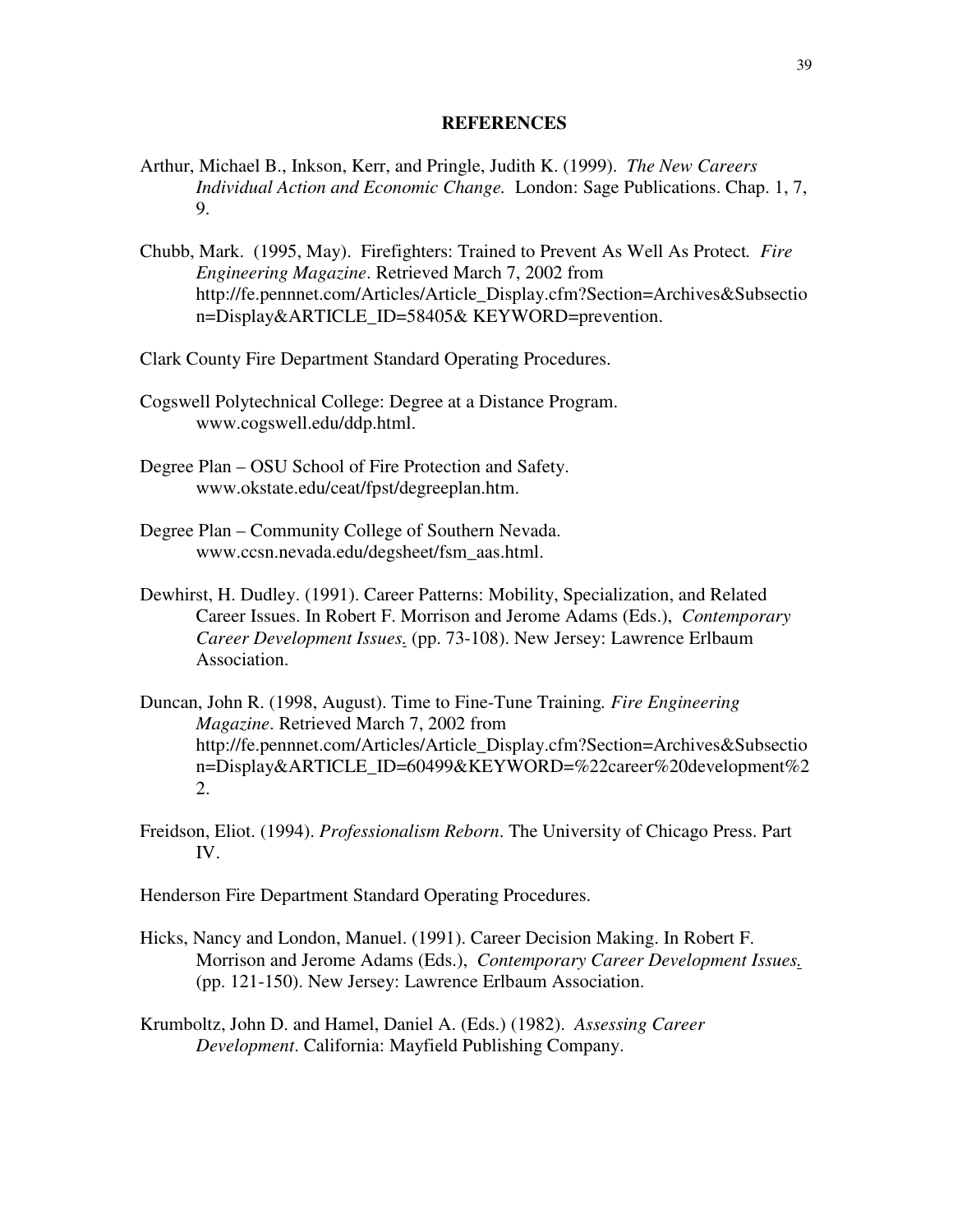# REFERENCES

Arthur, Michael B., Inkson, Kerr, and Pringle, Judith K. (1999). *The New Careers Individual Action and Economic Change.* London: Sage Publications. Chap. 1, 7, 9.

Chubb, Mark. (1995, May). Firefighters: Trained to Prevent As Well As Protect. *Fire Engineering Magazine*. Retrieved March 7, 2002 from http://fe.pennnet.com/Articles/Article_Display.cfm?Section=Archives&Subsection=Display&ARTICLE_ID=58405& KEYWORD=prevention.

Clark County Fire Department Standard Operating Procedures.

Cogswell Polytechnical College: Degree at a Distance Program. www.cogswell.edu/ddp.html.

Degree Plan – OSU School of Fire Protection and Safety. www.okstate.edu/ceat/fpst/degreeplan.htm.

Degree Plan – Community College of Southern Nevada. www.ccsn.nevada.edu/degsheet/fsm_aas.html.

Dewhirst, H. Dudley. (1991). Career Patterns: Mobility, Specialization, and Related Career Issues. In Robert F. Morrison and Jerome Adams (Eds.), *Contemporary Career Development Issues.* (pp. 73-108). New Jersey: Lawrence Erlbaum Association.

Duncan, John R. (1998, August). Time to Fine-Tune Training. *Fire Engineering Magazine*. Retrieved March 7, 2002 from http://fe.pennnet.com/Articles/Article_Display.cfm?Section=Archives&Subsection=Display&ARTICLE_ID=60499&KEYWORD=%22career%20development%22.

Freidson, Eliot. (1994). *Professionalism Reborn*. The University of Chicago Press. Part IV.

Henderson Fire Department Standard Operating Procedures.

Hicks, Nancy and London, Manuel. (1991). Career Decision Making. In Robert F. Morrison and Jerome Adams (Eds.), *Contemporary Career Development Issues.* (pp. 121-150). New Jersey: Lawrence Erlbaum Association.

Krumboltz, John D. and Hamel, Daniel A. (Eds.) (1982). *Assessing Career Development*. California: Mayfield Publishing Company.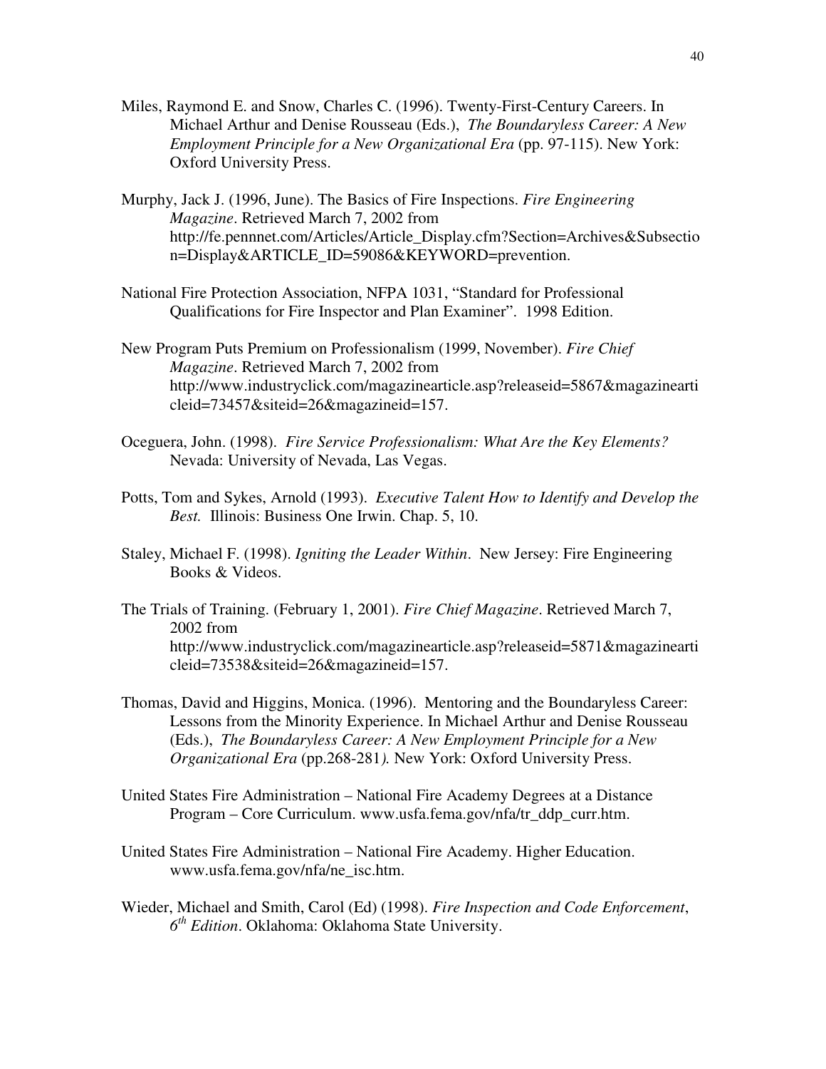Miles, Raymond E. and Snow, Charles C. (1996). Twenty-First-Century Careers. In Michael Arthur and Denise Rousseau (Eds.), *The Boundaryless Career: A New Employment Principle for a New Organizational Era* (pp. 97-115). New York: Oxford University Press.

Murphy, Jack J. (1996, June). The Basics of Fire Inspections. *Fire Engineering Magazine*. Retrieved March 7, 2002 from http://fe.pennnet.com/Articles/Article_Display.cfm?Section=Archives&Subsection=Display&ARTICLE_ID=59086&KEYWORD=prevention.

National Fire Protection Association, NFPA 1031, "Standard for Professional Qualifications for Fire Inspector and Plan Examiner". 1998 Edition.

New Program Puts Premium on Professionalism (1999, November). *Fire Chief Magazine*. Retrieved March 7, 2002 from http://www.industryclick.com/magazinearticle.asp?releaseid=5867&magazinearticleid=73457&siteid=26&magazineid=157.

Oceguera, John. (1998). *Fire Service Professionalism: What Are the Key Elements?* Nevada: University of Nevada, Las Vegas.

Potts, Tom and Sykes, Arnold (1993). *Executive Talent How to Identify and Develop the Best.* Illinois: Business One Irwin. Chap. 5, 10.

Staley, Michael F. (1998). *Igniting the Leader Within*. New Jersey: Fire Engineering Books & Videos.

The Trials of Training. (February 1, 2001). *Fire Chief Magazine*. Retrieved March 7, 2002 from http://www.industryclick.com/magazinearticle.asp?releaseid=5871&magazinearticleid=73538&siteid=26&magazineid=157.

Thomas, David and Higgins, Monica. (1996). Mentoring and the Boundaryless Career: Lessons from the Minority Experience. In Michael Arthur and Denise Rousseau (Eds.), *The Boundaryless Career: A New Employment Principle for a New Organizational Era* (pp.268-281*).* New York: Oxford University Press.

United States Fire Administration – National Fire Academy Degrees at a Distance Program – Core Curriculum. www.usfa.fema.gov/nfa/tr_ddp_curr.htm.

United States Fire Administration – National Fire Academy. Higher Education. www.usfa.fema.gov/nfa/ne_isc.htm.

Wieder, Michael and Smith, Carol (Ed) (1998). *Fire Inspection and Code Enforcement*, *6th Edition*. Oklahoma: Oklahoma State University.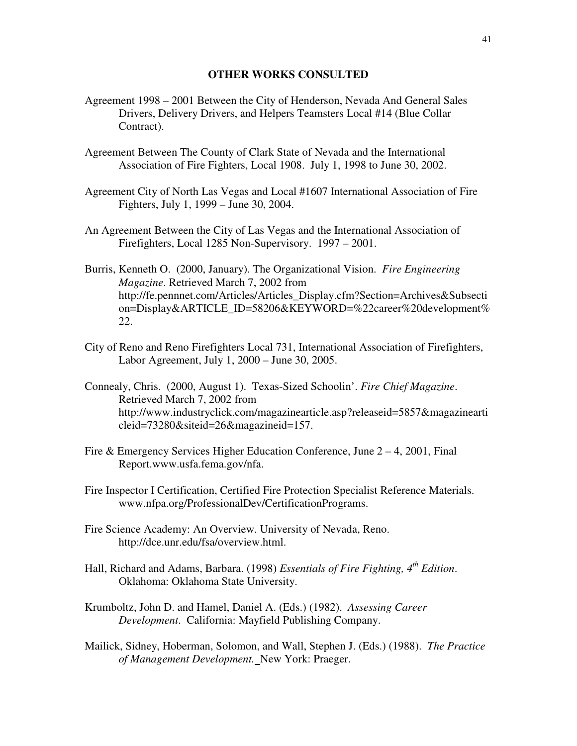**OTHER WORKS CONSULTED**

Agreement 1998 – 2001 Between the City of Henderson, Nevada And General Sales Drivers, Delivery Drivers, and Helpers Teamsters Local #14 (Blue Collar Contract).

Agreement Between The County of Clark State of Nevada and the International Association of Fire Fighters, Local 1908. July 1, 1998 to June 30, 2002.

Agreement City of North Las Vegas and Local #1607 International Association of Fire Fighters, July 1, 1999 – June 30, 2004.

An Agreement Between the City of Las Vegas and the International Association of Firefighters, Local 1285 Non-Supervisory. 1997 – 2001.

Burris, Kenneth O. (2000, January). The Organizational Vision. *Fire Engineering Magazine*. Retrieved March 7, 2002 from http://fe.pennnet.com/Articles/Articles_Display.cfm?Section=Archives&Subsection=Display&ARTICLE_ID=58206&KEYWORD=%22career%20development%22.

City of Reno and Reno Firefighters Local 731, International Association of Firefighters, Labor Agreement, July 1, 2000 – June 30, 2005.

Connealy, Chris. (2000, August 1). Texas-Sized Schoolin'. *Fire Chief Magazine*. Retrieved March 7, 2002 from http://www.industryclick.com/magazinearticle.asp?releaseid=5857&magazinearticleid=73280&siteid=26&magazineid=157.

Fire & Emergency Services Higher Education Conference, June 2 – 4, 2001, Final Report.www.usfa.fema.gov/nfa.

Fire Inspector I Certification, Certified Fire Protection Specialist Reference Materials. www.nfpa.org/ProfessionalDev/CertificationPrograms.

Fire Science Academy: An Overview. University of Nevada, Reno. http://dce.unr.edu/fsa/overview.html.

Hall, Richard and Adams, Barbara. (1998) *Essentials of Fire Fighting, 4th Edition*. Oklahoma: Oklahoma State University.

Krumboltz, John D. and Hamel, Daniel A. (Eds.) (1982). *Assessing Career Development*. California: Mayfield Publishing Company.

Mailick, Sidney, Hoberman, Solomon, and Wall, Stephen J. (Eds.) (1988). *The Practice of Management Development.* New York: Praeger.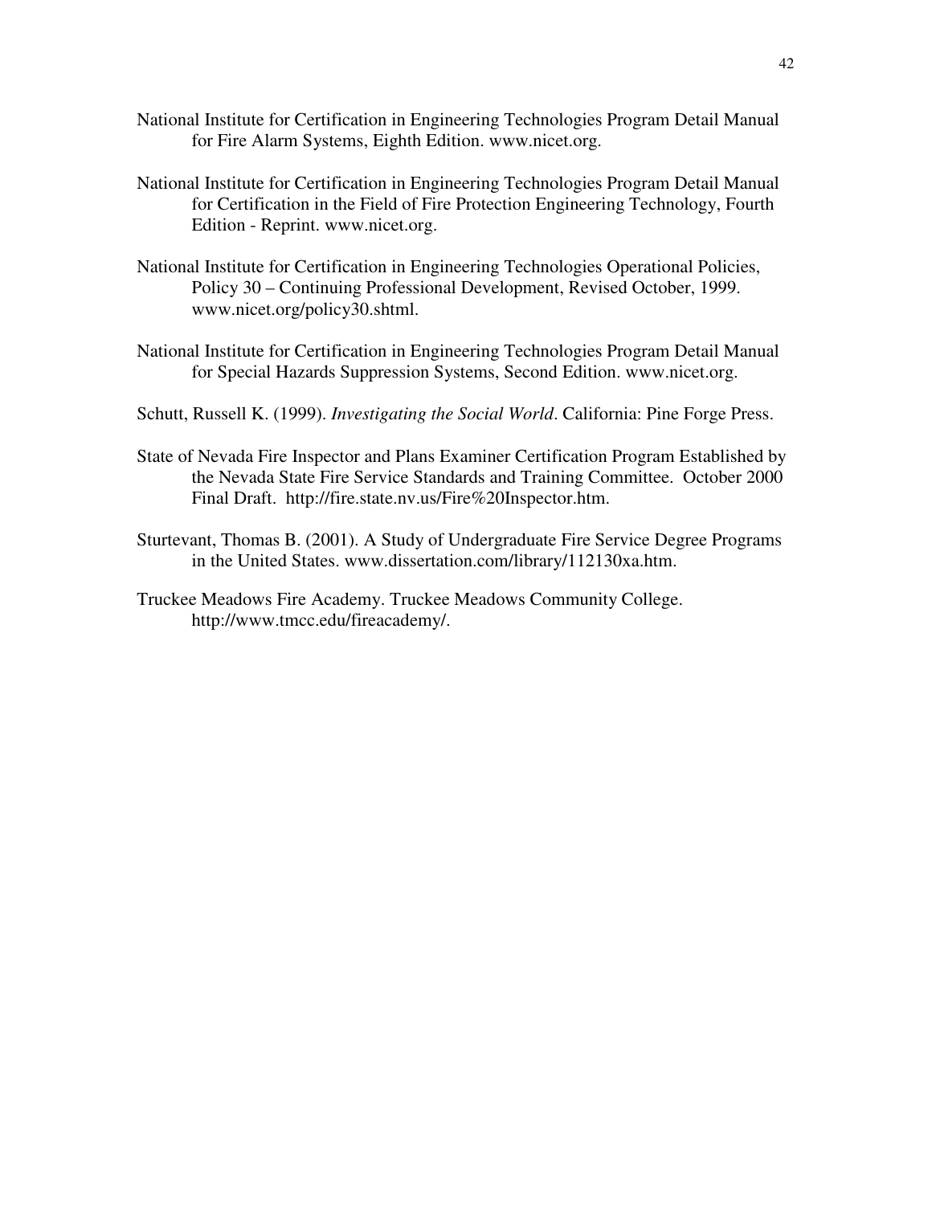National Institute for Certification in Engineering Technologies Program Detail Manual for Fire Alarm Systems, Eighth Edition. www.nicet.org.

National Institute for Certification in Engineering Technologies Program Detail Manual for Certification in the Field of Fire Protection Engineering Technology, Fourth Edition - Reprint. www.nicet.org.

National Institute for Certification in Engineering Technologies Operational Policies, Policy 30 – Continuing Professional Development, Revised October, 1999. www.nicet.org/policy30.shtml.

National Institute for Certification in Engineering Technologies Program Detail Manual for Special Hazards Suppression Systems, Second Edition. www.nicet.org.

Schutt, Russell K. (1999). *Investigating the Social World*. California: Pine Forge Press.

State of Nevada Fire Inspector and Plans Examiner Certification Program Established by the Nevada State Fire Service Standards and Training Committee. October 2000 Final Draft. http://fire.state.nv.us/Fire%20Inspector.htm.

Sturtevant, Thomas B. (2001). A Study of Undergraduate Fire Service Degree Programs in the United States. www.dissertation.com/library/112130xa.htm.

Truckee Meadows Fire Academy. Truckee Meadows Community College. http://www.tmcc.edu/fireacademy/.